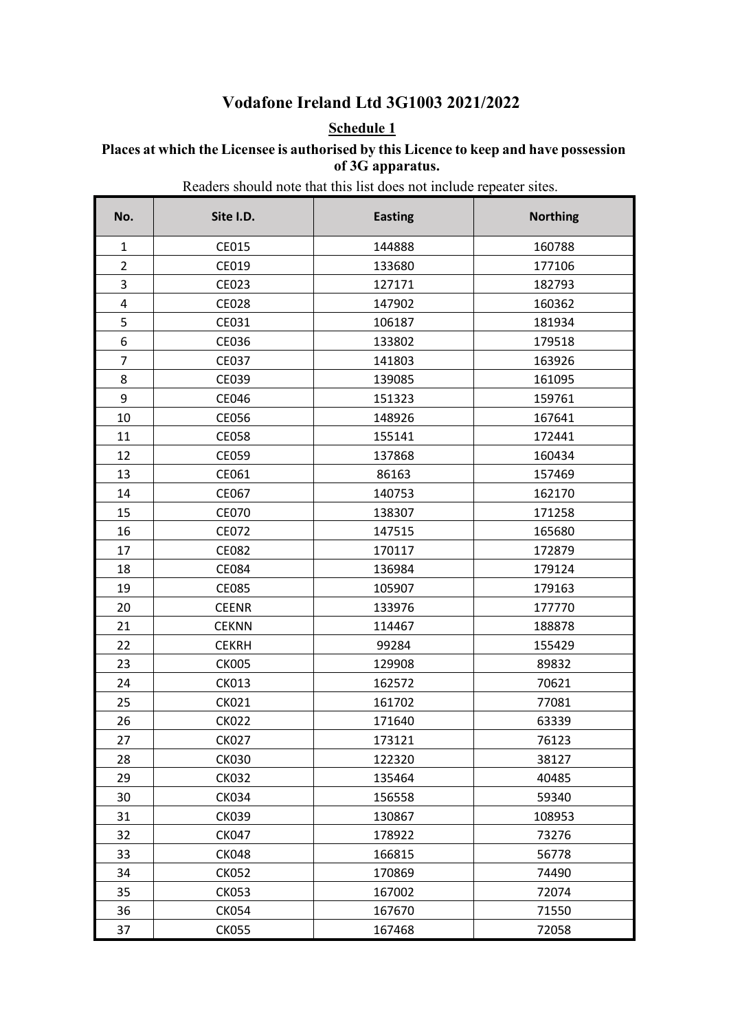# Vodafone Ireland Ltd 3G1003 2021/2022

## Schedule 1

### Places at which the Licensee is authorised by this Licence to keep and have possession of 3G apparatus.

Readers should note that this list does not include repeater sites.

| No. | Site I.D. | Easting | Northing |
|---|---|---|---|
| 1 | CE015 | 144888 | 160788 |
| 2 | CE019 | 133680 | 177106 |
| 3 | CE023 | 127171 | 182793 |
| 4 | CE028 | 147902 | 160362 |
| 5 | CE031 | 106187 | 181934 |
| 6 | CE036 | 133802 | 179518 |
| 7 | CE037 | 141803 | 163926 |
| 8 | CE039 | 139085 | 161095 |
| 9 | CE046 | 151323 | 159761 |
| 10 | CE056 | 148926 | 167641 |
| 11 | CE058 | 155141 | 172441 |
| 12 | CE059 | 137868 | 160434 |
| 13 | CE061 | 86163 | 157469 |
| 14 | CE067 | 140753 | 162170 |
| 15 | CE070 | 138307 | 171258 |
| 16 | CE072 | 147515 | 165680 |
| 17 | CE082 | 170117 | 172879 |
| 18 | CE084 | 136984 | 179124 |
| 19 | CE085 | 105907 | 179163 |
| 20 | CEENR | 133976 | 177770 |
| 21 | CEKNN | 114467 | 188878 |
| 22 | CEKRH | 99284 | 155429 |
| 23 | CK005 | 129908 | 89832 |
| 24 | CK013 | 162572 | 70621 |
| 25 | CK021 | 161702 | 77081 |
| 26 | CK022 | 171640 | 63339 |
| 27 | CK027 | 173121 | 76123 |
| 28 | CK030 | 122320 | 38127 |
| 29 | CK032 | 135464 | 40485 |
| 30 | CK034 | 156558 | 59340 |
| 31 | CK039 | 130867 | 108953 |
| 32 | CK047 | 178922 | 73276 |
| 33 | CK048 | 166815 | 56778 |
| 34 | CK052 | 170869 | 74490 |
| 35 | CK053 | 167002 | 72074 |
| 36 | CK054 | 167670 | 71550 |
| 37 | CK055 | 167468 | 72058 |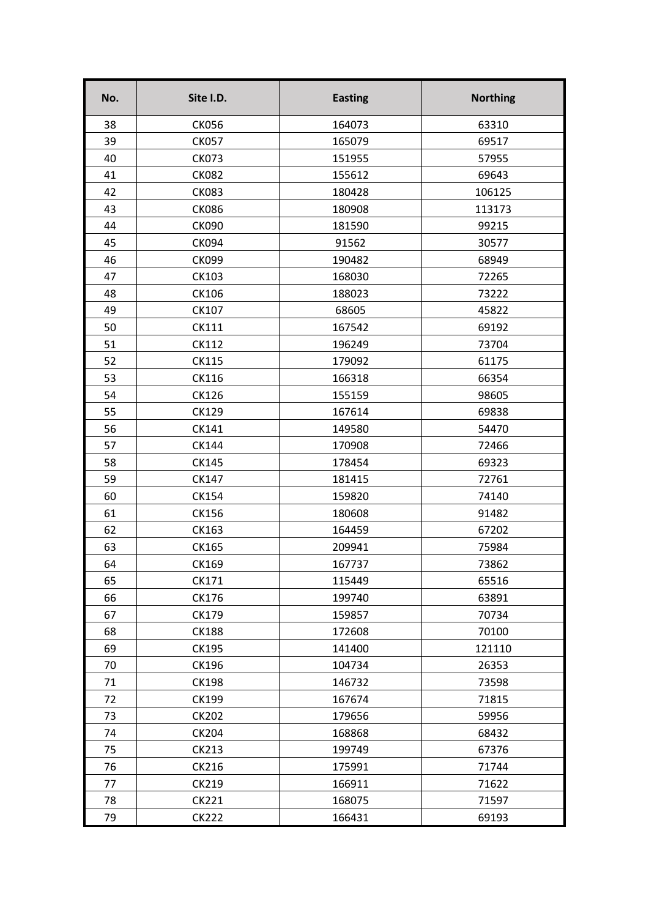| No. | Site I.D. | Easting | Northing |
|---|---|---|---|
| 38 | CK056 | 164073 | 63310 |
| 39 | CK057 | 165079 | 69517 |
| 40 | CK073 | 151955 | 57955 |
| 41 | CK082 | 155612 | 69643 |
| 42 | CK083 | 180428 | 106125 |
| 43 | CK086 | 180908 | 113173 |
| 44 | CK090 | 181590 | 99215 |
| 45 | CK094 | 91562 | 30577 |
| 46 | CK099 | 190482 | 68949 |
| 47 | CK103 | 168030 | 72265 |
| 48 | CK106 | 188023 | 73222 |
| 49 | CK107 | 68605 | 45822 |
| 50 | CK111 | 167542 | 69192 |
| 51 | CK112 | 196249 | 73704 |
| 52 | CK115 | 179092 | 61175 |
| 53 | CK116 | 166318 | 66354 |
| 54 | CK126 | 155159 | 98605 |
| 55 | CK129 | 167614 | 69838 |
| 56 | CK141 | 149580 | 54470 |
| 57 | CK144 | 170908 | 72466 |
| 58 | CK145 | 178454 | 69323 |
| 59 | CK147 | 181415 | 72761 |
| 60 | CK154 | 159820 | 74140 |
| 61 | CK156 | 180608 | 91482 |
| 62 | CK163 | 164459 | 67202 |
| 63 | CK165 | 209941 | 75984 |
| 64 | CK169 | 167737 | 73862 |
| 65 | CK171 | 115449 | 65516 |
| 66 | CK176 | 199740 | 63891 |
| 67 | CK179 | 159857 | 70734 |
| 68 | CK188 | 172608 | 70100 |
| 69 | CK195 | 141400 | 121110 |
| 70 | CK196 | 104734 | 26353 |
| 71 | CK198 | 146732 | 73598 |
| 72 | CK199 | 167674 | 71815 |
| 73 | CK202 | 179656 | 59956 |
| 74 | CK204 | 168868 | 68432 |
| 75 | CK213 | 199749 | 67376 |
| 76 | CK216 | 175991 | 71744 |
| 77 | CK219 | 166911 | 71622 |
| 78 | CK221 | 168075 | 71597 |
| 79 | CK222 | 166431 | 69193 |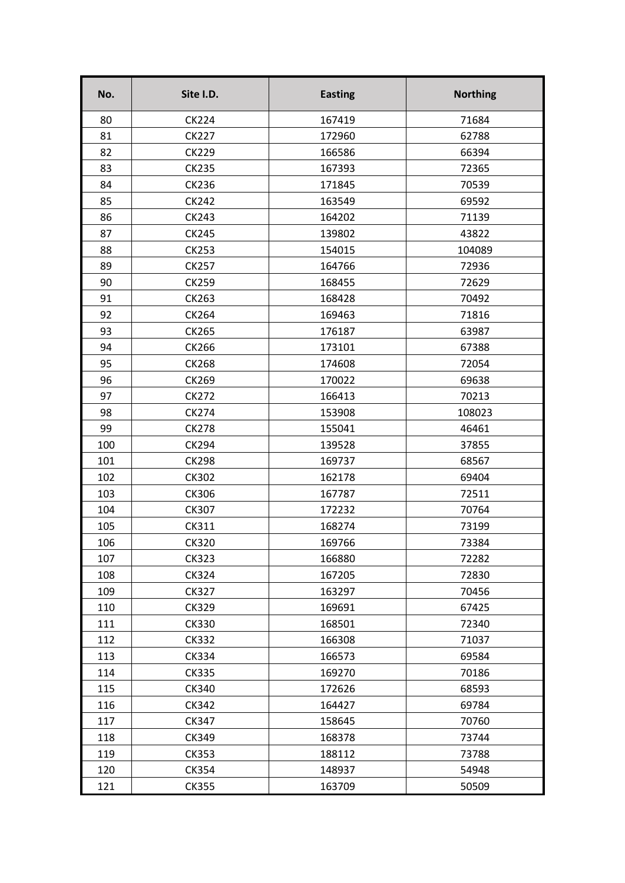| No. | Site I.D. | Easting | Northing |
|---|---|---|---|
| 80 | CK224 | 167419 | 71684 |
| 81 | CK227 | 172960 | 62788 |
| 82 | CK229 | 166586 | 66394 |
| 83 | CK235 | 167393 | 72365 |
| 84 | CK236 | 171845 | 70539 |
| 85 | CK242 | 163549 | 69592 |
| 86 | CK243 | 164202 | 71139 |
| 87 | CK245 | 139802 | 43822 |
| 88 | CK253 | 154015 | 104089 |
| 89 | CK257 | 164766 | 72936 |
| 90 | CK259 | 168455 | 72629 |
| 91 | CK263 | 168428 | 70492 |
| 92 | CK264 | 169463 | 71816 |
| 93 | CK265 | 176187 | 63987 |
| 94 | CK266 | 173101 | 67388 |
| 95 | CK268 | 174608 | 72054 |
| 96 | CK269 | 170022 | 69638 |
| 97 | CK272 | 166413 | 70213 |
| 98 | CK274 | 153908 | 108023 |
| 99 | CK278 | 155041 | 46461 |
| 100 | CK294 | 139528 | 37855 |
| 101 | CK298 | 169737 | 68567 |
| 102 | CK302 | 162178 | 69404 |
| 103 | CK306 | 167787 | 72511 |
| 104 | CK307 | 172232 | 70764 |
| 105 | CK311 | 168274 | 73199 |
| 106 | CK320 | 169766 | 73384 |
| 107 | CK323 | 166880 | 72282 |
| 108 | CK324 | 167205 | 72830 |
| 109 | CK327 | 163297 | 70456 |
| 110 | CK329 | 169691 | 67425 |
| 111 | CK330 | 168501 | 72340 |
| 112 | CK332 | 166308 | 71037 |
| 113 | CK334 | 166573 | 69584 |
| 114 | CK335 | 169270 | 70186 |
| 115 | CK340 | 172626 | 68593 |
| 116 | CK342 | 164427 | 69784 |
| 117 | CK347 | 158645 | 70760 |
| 118 | CK349 | 168378 | 73744 |
| 119 | CK353 | 188112 | 73788 |
| 120 | CK354 | 148937 | 54948 |
| 121 | CK355 | 163709 | 50509 |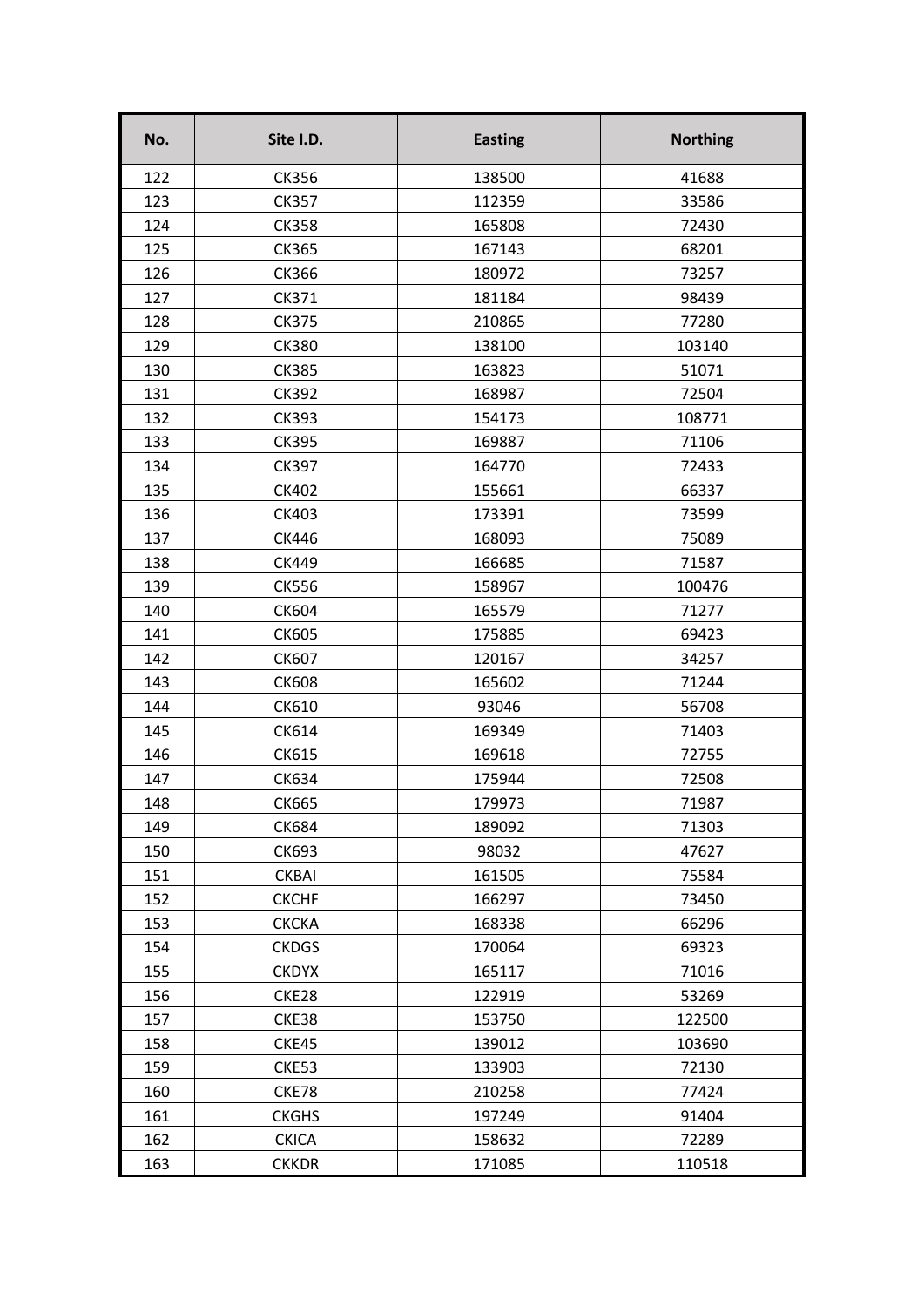| No. | Site I.D. | Easting | Northing |
|---|---|---|---|
| 122 | CK356 | 138500 | 41688 |
| 123 | CK357 | 112359 | 33586 |
| 124 | CK358 | 165808 | 72430 |
| 125 | CK365 | 167143 | 68201 |
| 126 | CK366 | 180972 | 73257 |
| 127 | CK371 | 181184 | 98439 |
| 128 | CK375 | 210865 | 77280 |
| 129 | CK380 | 138100 | 103140 |
| 130 | CK385 | 163823 | 51071 |
| 131 | CK392 | 168987 | 72504 |
| 132 | CK393 | 154173 | 108771 |
| 133 | CK395 | 169887 | 71106 |
| 134 | CK397 | 164770 | 72433 |
| 135 | CK402 | 155661 | 66337 |
| 136 | CK403 | 173391 | 73599 |
| 137 | CK446 | 168093 | 75089 |
| 138 | CK449 | 166685 | 71587 |
| 139 | CK556 | 158967 | 100476 |
| 140 | CK604 | 165579 | 71277 |
| 141 | CK605 | 175885 | 69423 |
| 142 | CK607 | 120167 | 34257 |
| 143 | CK608 | 165602 | 71244 |
| 144 | CK610 | 93046 | 56708 |
| 145 | CK614 | 169349 | 71403 |
| 146 | CK615 | 169618 | 72755 |
| 147 | CK634 | 175944 | 72508 |
| 148 | CK665 | 179973 | 71987 |
| 149 | CK684 | 189092 | 71303 |
| 150 | CK693 | 98032 | 47627 |
| 151 | CKBAI | 161505 | 75584 |
| 152 | CKCHF | 166297 | 73450 |
| 153 | CKCKA | 168338 | 66296 |
| 154 | CKDGS | 170064 | 69323 |
| 155 | CKDYX | 165117 | 71016 |
| 156 | CKE28 | 122919 | 53269 |
| 157 | CKE38 | 153750 | 122500 |
| 158 | CKE45 | 139012 | 103690 |
| 159 | CKE53 | 133903 | 72130 |
| 160 | CKE78 | 210258 | 77424 |
| 161 | CKGHS | 197249 | 91404 |
| 162 | CKICA | 158632 | 72289 |
| 163 | CKKDR | 171085 | 110518 |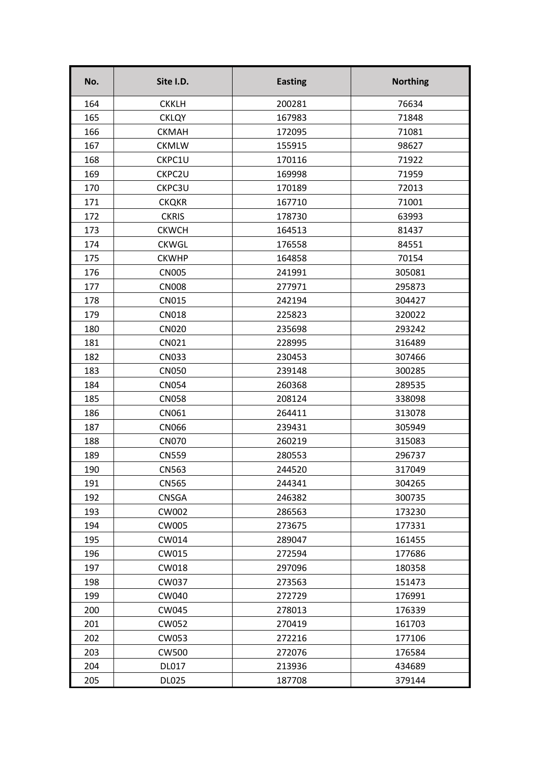| No. | Site I.D. | Easting | Northing |
|---|---|---|---|
| 164 | CKKLH | 200281 | 76634 |
| 165 | CKLQY | 167983 | 71848 |
| 166 | CKMAH | 172095 | 71081 |
| 167 | CKMLW | 155915 | 98627 |
| 168 | CKPC1U | 170116 | 71922 |
| 169 | CKPC2U | 169998 | 71959 |
| 170 | CKPC3U | 170189 | 72013 |
| 171 | CKQKR | 167710 | 71001 |
| 172 | CKRIS | 178730 | 63993 |
| 173 | CKWCH | 164513 | 81437 |
| 174 | CKWGL | 176558 | 84551 |
| 175 | CKWHP | 164858 | 70154 |
| 176 | CN005 | 241991 | 305081 |
| 177 | CN008 | 277971 | 295873 |
| 178 | CN015 | 242194 | 304427 |
| 179 | CN018 | 225823 | 320022 |
| 180 | CN020 | 235698 | 293242 |
| 181 | CN021 | 228995 | 316489 |
| 182 | CN033 | 230453 | 307466 |
| 183 | CN050 | 239148 | 300285 |
| 184 | CN054 | 260368 | 289535 |
| 185 | CN058 | 208124 | 338098 |
| 186 | CN061 | 264411 | 313078 |
| 187 | CN066 | 239431 | 305949 |
| 188 | CN070 | 260219 | 315083 |
| 189 | CN559 | 280553 | 296737 |
| 190 | CN563 | 244520 | 317049 |
| 191 | CN565 | 244341 | 304265 |
| 192 | CNSGA | 246382 | 300735 |
| 193 | CW002 | 286563 | 173230 |
| 194 | CW005 | 273675 | 177331 |
| 195 | CW014 | 289047 | 161455 |
| 196 | CW015 | 272594 | 177686 |
| 197 | CW018 | 297096 | 180358 |
| 198 | CW037 | 273563 | 151473 |
| 199 | CW040 | 272729 | 176991 |
| 200 | CW045 | 278013 | 176339 |
| 201 | CW052 | 270419 | 161703 |
| 202 | CW053 | 272216 | 177106 |
| 203 | CW500 | 272076 | 176584 |
| 204 | DL017 | 213936 | 434689 |
| 205 | DL025 | 187708 | 379144 |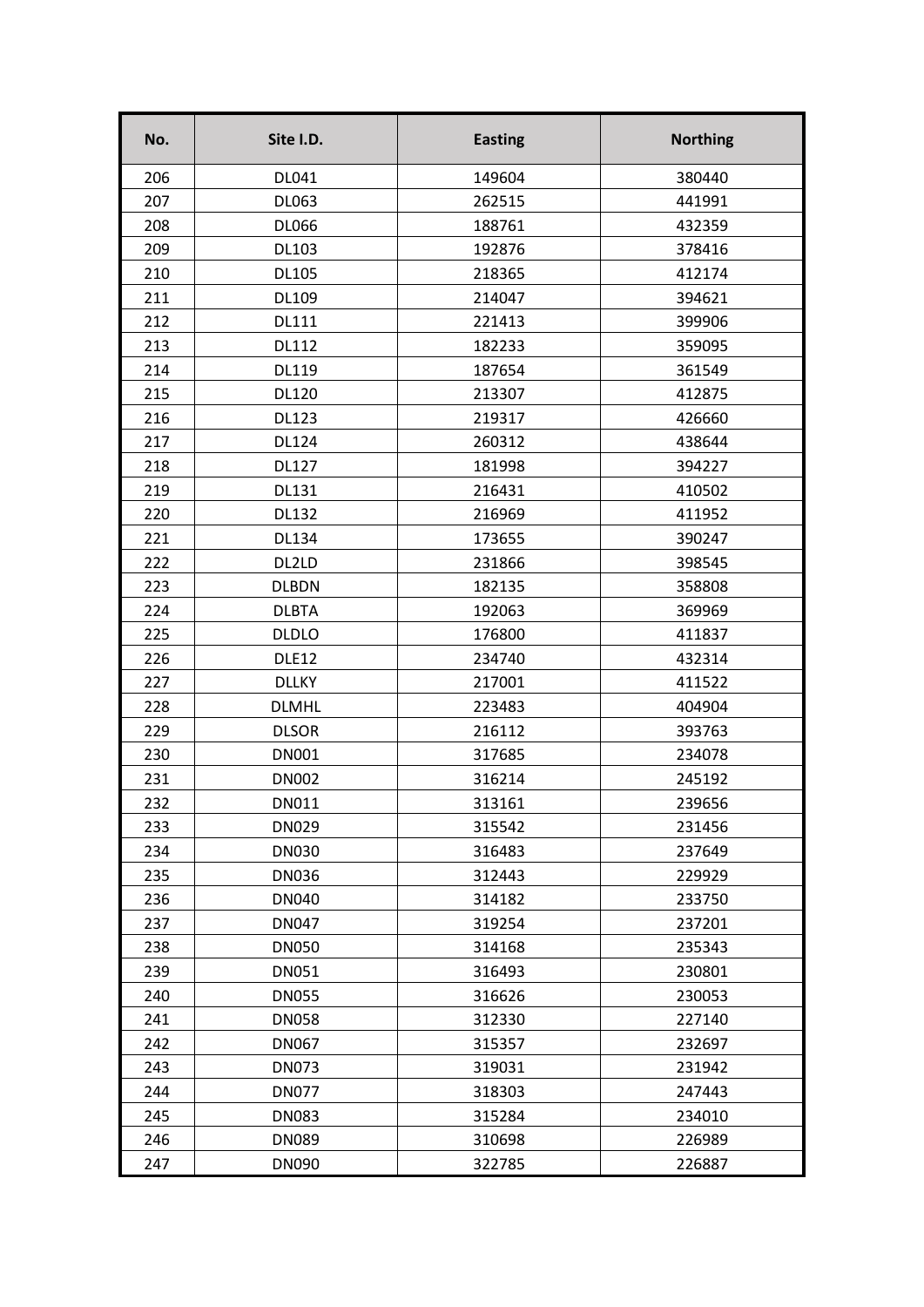| No. | Site I.D. | Easting | Northing |
|---|---|---|---|
| 206 | DL041 | 149604 | 380440 |
| 207 | DL063 | 262515 | 441991 |
| 208 | DL066 | 188761 | 432359 |
| 209 | DL103 | 192876 | 378416 |
| 210 | DL105 | 218365 | 412174 |
| 211 | DL109 | 214047 | 394621 |
| 212 | DL111 | 221413 | 399906 |
| 213 | DL112 | 182233 | 359095 |
| 214 | DL119 | 187654 | 361549 |
| 215 | DL120 | 213307 | 412875 |
| 216 | DL123 | 219317 | 426660 |
| 217 | DL124 | 260312 | 438644 |
| 218 | DL127 | 181998 | 394227 |
| 219 | DL131 | 216431 | 410502 |
| 220 | DL132 | 216969 | 411952 |
| 221 | DL134 | 173655 | 390247 |
| 222 | DL2LD | 231866 | 398545 |
| 223 | DLBDN | 182135 | 358808 |
| 224 | DLBTA | 192063 | 369969 |
| 225 | DLDLO | 176800 | 411837 |
| 226 | DLE12 | 234740 | 432314 |
| 227 | DLLKY | 217001 | 411522 |
| 228 | DLMHL | 223483 | 404904 |
| 229 | DLSOR | 216112 | 393763 |
| 230 | DN001 | 317685 | 234078 |
| 231 | DN002 | 316214 | 245192 |
| 232 | DN011 | 313161 | 239656 |
| 233 | DN029 | 315542 | 231456 |
| 234 | DN030 | 316483 | 237649 |
| 235 | DN036 | 312443 | 229929 |
| 236 | DN040 | 314182 | 233750 |
| 237 | DN047 | 319254 | 237201 |
| 238 | DN050 | 314168 | 235343 |
| 239 | DN051 | 316493 | 230801 |
| 240 | DN055 | 316626 | 230053 |
| 241 | DN058 | 312330 | 227140 |
| 242 | DN067 | 315357 | 232697 |
| 243 | DN073 | 319031 | 231942 |
| 244 | DN077 | 318303 | 247443 |
| 245 | DN083 | 315284 | 234010 |
| 246 | DN089 | 310698 | 226989 |
| 247 | DN090 | 322785 | 226887 |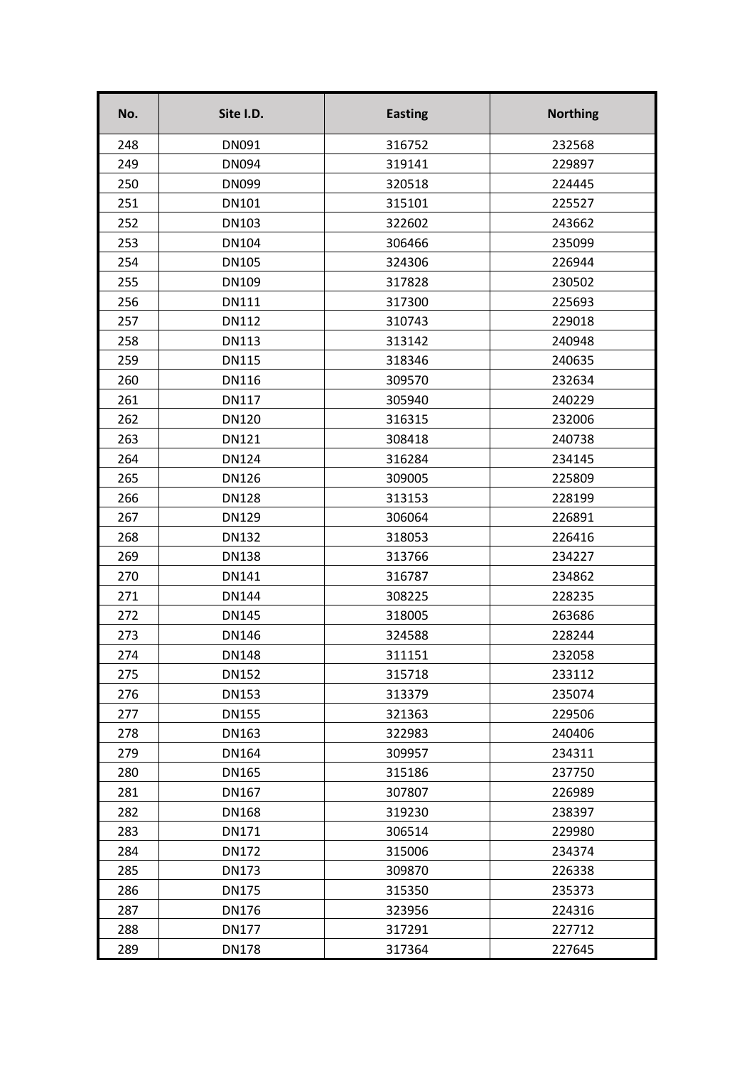| No. | Site I.D. | Easting | Northing |
|---|---|---|---|
| 248 | DN091 | 316752 | 232568 |
| 249 | DN094 | 319141 | 229897 |
| 250 | DN099 | 320518 | 224445 |
| 251 | DN101 | 315101 | 225527 |
| 252 | DN103 | 322602 | 243662 |
| 253 | DN104 | 306466 | 235099 |
| 254 | DN105 | 324306 | 226944 |
| 255 | DN109 | 317828 | 230502 |
| 256 | DN111 | 317300 | 225693 |
| 257 | DN112 | 310743 | 229018 |
| 258 | DN113 | 313142 | 240948 |
| 259 | DN115 | 318346 | 240635 |
| 260 | DN116 | 309570 | 232634 |
| 261 | DN117 | 305940 | 240229 |
| 262 | DN120 | 316315 | 232006 |
| 263 | DN121 | 308418 | 240738 |
| 264 | DN124 | 316284 | 234145 |
| 265 | DN126 | 309005 | 225809 |
| 266 | DN128 | 313153 | 228199 |
| 267 | DN129 | 306064 | 226891 |
| 268 | DN132 | 318053 | 226416 |
| 269 | DN138 | 313766 | 234227 |
| 270 | DN141 | 316787 | 234862 |
| 271 | DN144 | 308225 | 228235 |
| 272 | DN145 | 318005 | 263686 |
| 273 | DN146 | 324588 | 228244 |
| 274 | DN148 | 311151 | 232058 |
| 275 | DN152 | 315718 | 233112 |
| 276 | DN153 | 313379 | 235074 |
| 277 | DN155 | 321363 | 229506 |
| 278 | DN163 | 322983 | 240406 |
| 279 | DN164 | 309957 | 234311 |
| 280 | DN165 | 315186 | 237750 |
| 281 | DN167 | 307807 | 226989 |
| 282 | DN168 | 319230 | 238397 |
| 283 | DN171 | 306514 | 229980 |
| 284 | DN172 | 315006 | 234374 |
| 285 | DN173 | 309870 | 226338 |
| 286 | DN175 | 315350 | 235373 |
| 287 | DN176 | 323956 | 224316 |
| 288 | DN177 | 317291 | 227712 |
| 289 | DN178 | 317364 | 227645 |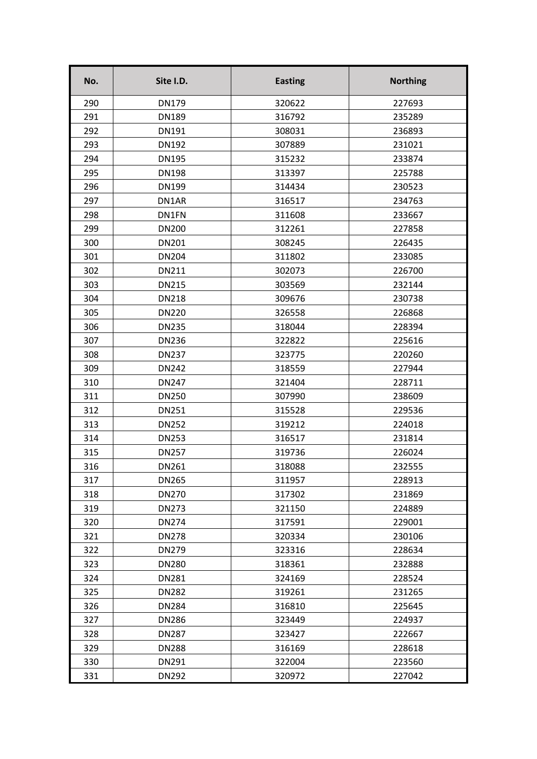| No. | Site I.D. | Easting | Northing |
|---|---|---|---|
| 290 | DN179 | 320622 | 227693 |
| 291 | DN189 | 316792 | 235289 |
| 292 | DN191 | 308031 | 236893 |
| 293 | DN192 | 307889 | 231021 |
| 294 | DN195 | 315232 | 233874 |
| 295 | DN198 | 313397 | 225788 |
| 296 | DN199 | 314434 | 230523 |
| 297 | DN1AR | 316517 | 234763 |
| 298 | DN1FN | 311608 | 233667 |
| 299 | DN200 | 312261 | 227858 |
| 300 | DN201 | 308245 | 226435 |
| 301 | DN204 | 311802 | 233085 |
| 302 | DN211 | 302073 | 226700 |
| 303 | DN215 | 303569 | 232144 |
| 304 | DN218 | 309676 | 230738 |
| 305 | DN220 | 326558 | 226868 |
| 306 | DN235 | 318044 | 228394 |
| 307 | DN236 | 322822 | 225616 |
| 308 | DN237 | 323775 | 220260 |
| 309 | DN242 | 318559 | 227944 |
| 310 | DN247 | 321404 | 228711 |
| 311 | DN250 | 307990 | 238609 |
| 312 | DN251 | 315528 | 229536 |
| 313 | DN252 | 319212 | 224018 |
| 314 | DN253 | 316517 | 231814 |
| 315 | DN257 | 319736 | 226024 |
| 316 | DN261 | 318088 | 232555 |
| 317 | DN265 | 311957 | 228913 |
| 318 | DN270 | 317302 | 231869 |
| 319 | DN273 | 321150 | 224889 |
| 320 | DN274 | 317591 | 229001 |
| 321 | DN278 | 320334 | 230106 |
| 322 | DN279 | 323316 | 228634 |
| 323 | DN280 | 318361 | 232888 |
| 324 | DN281 | 324169 | 228524 |
| 325 | DN282 | 319261 | 231265 |
| 326 | DN284 | 316810 | 225645 |
| 327 | DN286 | 323449 | 224937 |
| 328 | DN287 | 323427 | 222667 |
| 329 | DN288 | 316169 | 228618 |
| 330 | DN291 | 322004 | 223560 |
| 331 | DN292 | 320972 | 227042 |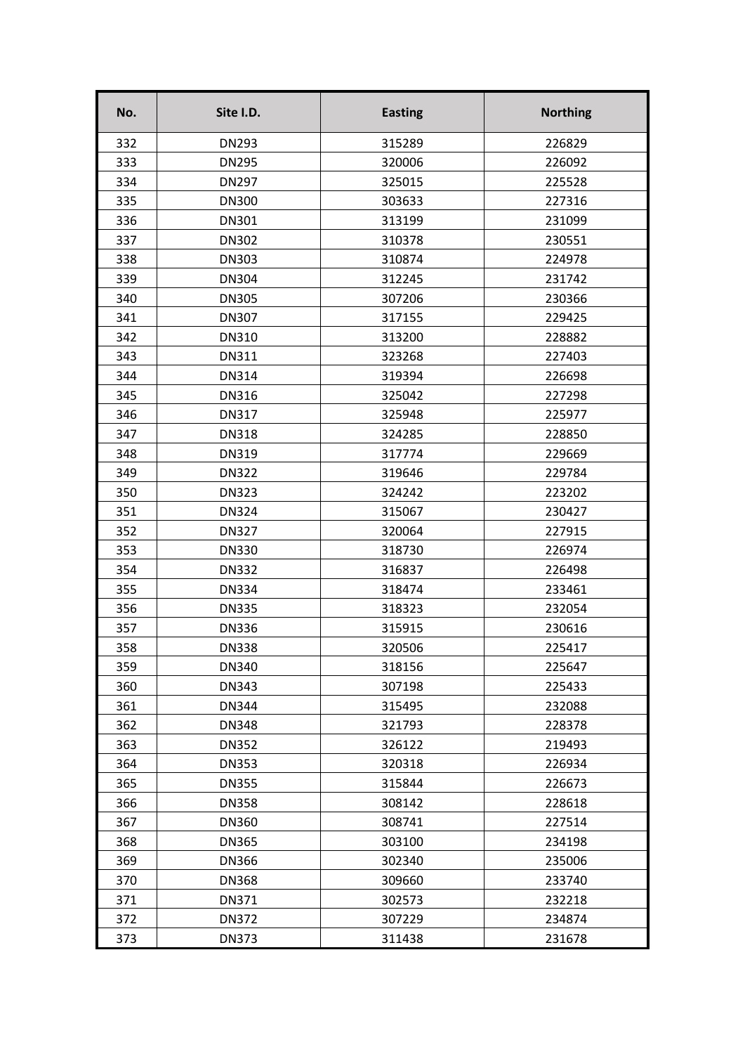| No. | Site I.D. | Easting | Northing |
|---|---|---|---|
| 332 | DN293 | 315289 | 226829 |
| 333 | DN295 | 320006 | 226092 |
| 334 | DN297 | 325015 | 225528 |
| 335 | DN300 | 303633 | 227316 |
| 336 | DN301 | 313199 | 231099 |
| 337 | DN302 | 310378 | 230551 |
| 338 | DN303 | 310874 | 224978 |
| 339 | DN304 | 312245 | 231742 |
| 340 | DN305 | 307206 | 230366 |
| 341 | DN307 | 317155 | 229425 |
| 342 | DN310 | 313200 | 228882 |
| 343 | DN311 | 323268 | 227403 |
| 344 | DN314 | 319394 | 226698 |
| 345 | DN316 | 325042 | 227298 |
| 346 | DN317 | 325948 | 225977 |
| 347 | DN318 | 324285 | 228850 |
| 348 | DN319 | 317774 | 229669 |
| 349 | DN322 | 319646 | 229784 |
| 350 | DN323 | 324242 | 223202 |
| 351 | DN324 | 315067 | 230427 |
| 352 | DN327 | 320064 | 227915 |
| 353 | DN330 | 318730 | 226974 |
| 354 | DN332 | 316837 | 226498 |
| 355 | DN334 | 318474 | 233461 |
| 356 | DN335 | 318323 | 232054 |
| 357 | DN336 | 315915 | 230616 |
| 358 | DN338 | 320506 | 225417 |
| 359 | DN340 | 318156 | 225647 |
| 360 | DN343 | 307198 | 225433 |
| 361 | DN344 | 315495 | 232088 |
| 362 | DN348 | 321793 | 228378 |
| 363 | DN352 | 326122 | 219493 |
| 364 | DN353 | 320318 | 226934 |
| 365 | DN355 | 315844 | 226673 |
| 366 | DN358 | 308142 | 228618 |
| 367 | DN360 | 308741 | 227514 |
| 368 | DN365 | 303100 | 234198 |
| 369 | DN366 | 302340 | 235006 |
| 370 | DN368 | 309660 | 233740 |
| 371 | DN371 | 302573 | 232218 |
| 372 | DN372 | 307229 | 234874 |
| 373 | DN373 | 311438 | 231678 |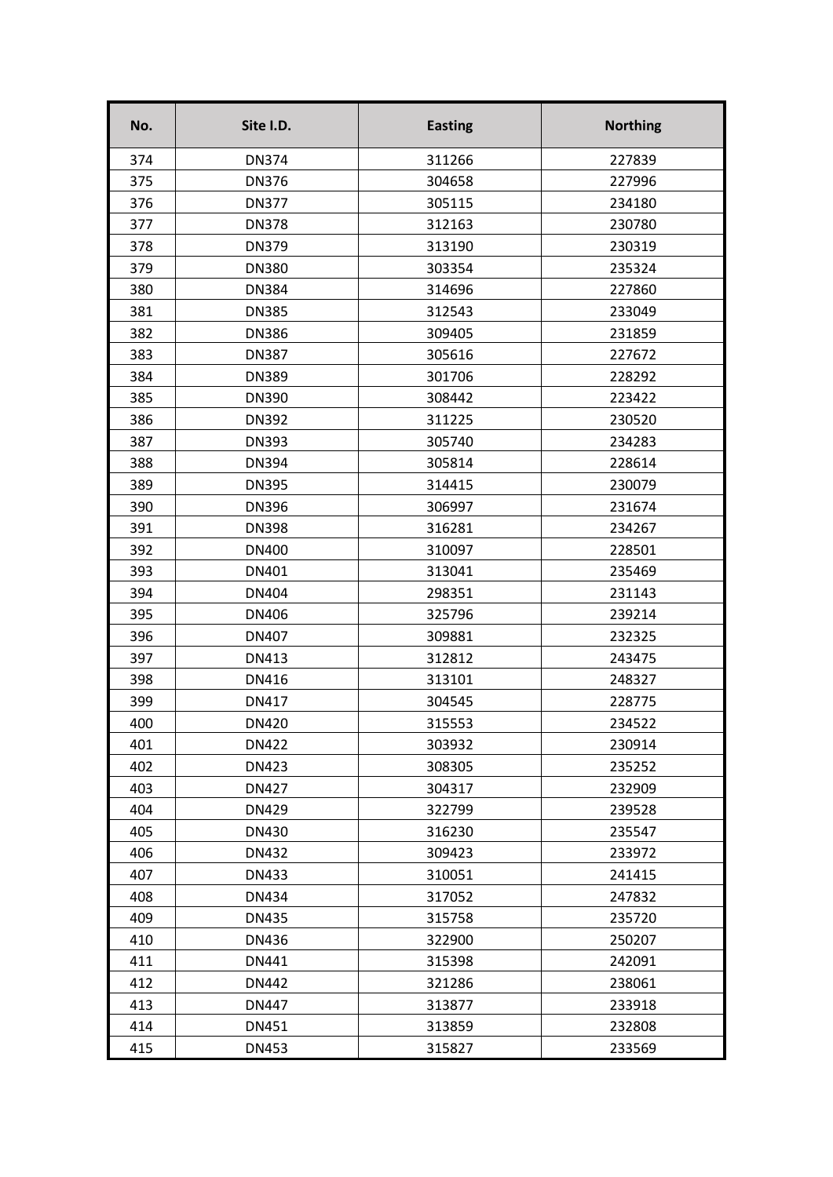| No. | Site I.D. | Easting | Northing |
|---|---|---|---|
| 374 | DN374 | 311266 | 227839 |
| 375 | DN376 | 304658 | 227996 |
| 376 | DN377 | 305115 | 234180 |
| 377 | DN378 | 312163 | 230780 |
| 378 | DN379 | 313190 | 230319 |
| 379 | DN380 | 303354 | 235324 |
| 380 | DN384 | 314696 | 227860 |
| 381 | DN385 | 312543 | 233049 |
| 382 | DN386 | 309405 | 231859 |
| 383 | DN387 | 305616 | 227672 |
| 384 | DN389 | 301706 | 228292 |
| 385 | DN390 | 308442 | 223422 |
| 386 | DN392 | 311225 | 230520 |
| 387 | DN393 | 305740 | 234283 |
| 388 | DN394 | 305814 | 228614 |
| 389 | DN395 | 314415 | 230079 |
| 390 | DN396 | 306997 | 231674 |
| 391 | DN398 | 316281 | 234267 |
| 392 | DN400 | 310097 | 228501 |
| 393 | DN401 | 313041 | 235469 |
| 394 | DN404 | 298351 | 231143 |
| 395 | DN406 | 325796 | 239214 |
| 396 | DN407 | 309881 | 232325 |
| 397 | DN413 | 312812 | 243475 |
| 398 | DN416 | 313101 | 248327 |
| 399 | DN417 | 304545 | 228775 |
| 400 | DN420 | 315553 | 234522 |
| 401 | DN422 | 303932 | 230914 |
| 402 | DN423 | 308305 | 235252 |
| 403 | DN427 | 304317 | 232909 |
| 404 | DN429 | 322799 | 239528 |
| 405 | DN430 | 316230 | 235547 |
| 406 | DN432 | 309423 | 233972 |
| 407 | DN433 | 310051 | 241415 |
| 408 | DN434 | 317052 | 247832 |
| 409 | DN435 | 315758 | 235720 |
| 410 | DN436 | 322900 | 250207 |
| 411 | DN441 | 315398 | 242091 |
| 412 | DN442 | 321286 | 238061 |
| 413 | DN447 | 313877 | 233918 |
| 414 | DN451 | 313859 | 232808 |
| 415 | DN453 | 315827 | 233569 |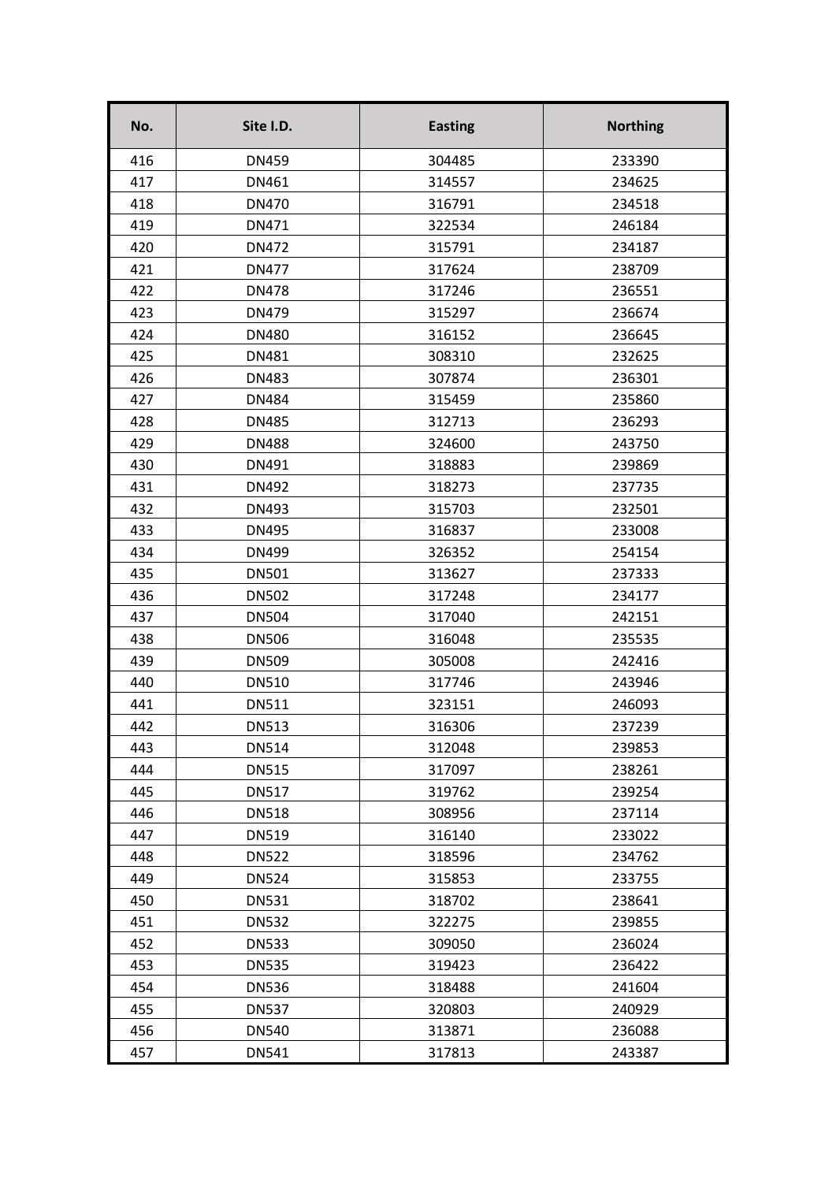| No. | Site I.D. | Easting | Northing |
|---|---|---|---|
| 416 | DN459 | 304485 | 233390 |
| 417 | DN461 | 314557 | 234625 |
| 418 | DN470 | 316791 | 234518 |
| 419 | DN471 | 322534 | 246184 |
| 420 | DN472 | 315791 | 234187 |
| 421 | DN477 | 317624 | 238709 |
| 422 | DN478 | 317246 | 236551 |
| 423 | DN479 | 315297 | 236674 |
| 424 | DN480 | 316152 | 236645 |
| 425 | DN481 | 308310 | 232625 |
| 426 | DN483 | 307874 | 236301 |
| 427 | DN484 | 315459 | 235860 |
| 428 | DN485 | 312713 | 236293 |
| 429 | DN488 | 324600 | 243750 |
| 430 | DN491 | 318883 | 239869 |
| 431 | DN492 | 318273 | 237735 |
| 432 | DN493 | 315703 | 232501 |
| 433 | DN495 | 316837 | 233008 |
| 434 | DN499 | 326352 | 254154 |
| 435 | DN501 | 313627 | 237333 |
| 436 | DN502 | 317248 | 234177 |
| 437 | DN504 | 317040 | 242151 |
| 438 | DN506 | 316048 | 235535 |
| 439 | DN509 | 305008 | 242416 |
| 440 | DN510 | 317746 | 243946 |
| 441 | DN511 | 323151 | 246093 |
| 442 | DN513 | 316306 | 237239 |
| 443 | DN514 | 312048 | 239853 |
| 444 | DN515 | 317097 | 238261 |
| 445 | DN517 | 319762 | 239254 |
| 446 | DN518 | 308956 | 237114 |
| 447 | DN519 | 316140 | 233022 |
| 448 | DN522 | 318596 | 234762 |
| 449 | DN524 | 315853 | 233755 |
| 450 | DN531 | 318702 | 238641 |
| 451 | DN532 | 322275 | 239855 |
| 452 | DN533 | 309050 | 236024 |
| 453 | DN535 | 319423 | 236422 |
| 454 | DN536 | 318488 | 241604 |
| 455 | DN537 | 320803 | 240929 |
| 456 | DN540 | 313871 | 236088 |
| 457 | DN541 | 317813 | 243387 |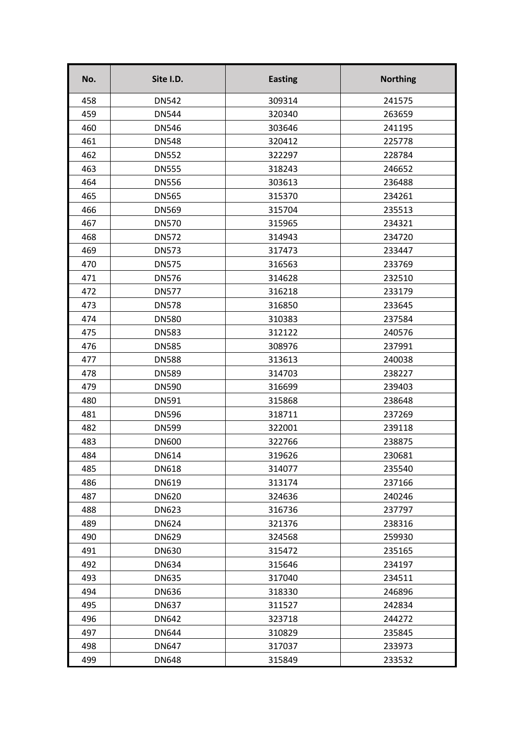| No. | Site I.D. | Easting | Northing |
|---|---|---|---|
| 458 | DN542 | 309314 | 241575 |
| 459 | DN544 | 320340 | 263659 |
| 460 | DN546 | 303646 | 241195 |
| 461 | DN548 | 320412 | 225778 |
| 462 | DN552 | 322297 | 228784 |
| 463 | DN555 | 318243 | 246652 |
| 464 | DN556 | 303613 | 236488 |
| 465 | DN565 | 315370 | 234261 |
| 466 | DN569 | 315704 | 235513 |
| 467 | DN570 | 315965 | 234321 |
| 468 | DN572 | 314943 | 234720 |
| 469 | DN573 | 317473 | 233447 |
| 470 | DN575 | 316563 | 233769 |
| 471 | DN576 | 314628 | 232510 |
| 472 | DN577 | 316218 | 233179 |
| 473 | DN578 | 316850 | 233645 |
| 474 | DN580 | 310383 | 237584 |
| 475 | DN583 | 312122 | 240576 |
| 476 | DN585 | 308976 | 237991 |
| 477 | DN588 | 313613 | 240038 |
| 478 | DN589 | 314703 | 238227 |
| 479 | DN590 | 316699 | 239403 |
| 480 | DN591 | 315868 | 238648 |
| 481 | DN596 | 318711 | 237269 |
| 482 | DN599 | 322001 | 239118 |
| 483 | DN600 | 322766 | 238875 |
| 484 | DN614 | 319626 | 230681 |
| 485 | DN618 | 314077 | 235540 |
| 486 | DN619 | 313174 | 237166 |
| 487 | DN620 | 324636 | 240246 |
| 488 | DN623 | 316736 | 237797 |
| 489 | DN624 | 321376 | 238316 |
| 490 | DN629 | 324568 | 259930 |
| 491 | DN630 | 315472 | 235165 |
| 492 | DN634 | 315646 | 234197 |
| 493 | DN635 | 317040 | 234511 |
| 494 | DN636 | 318330 | 246896 |
| 495 | DN637 | 311527 | 242834 |
| 496 | DN642 | 323718 | 244272 |
| 497 | DN644 | 310829 | 235845 |
| 498 | DN647 | 317037 | 233973 |
| 499 | DN648 | 315849 | 233532 |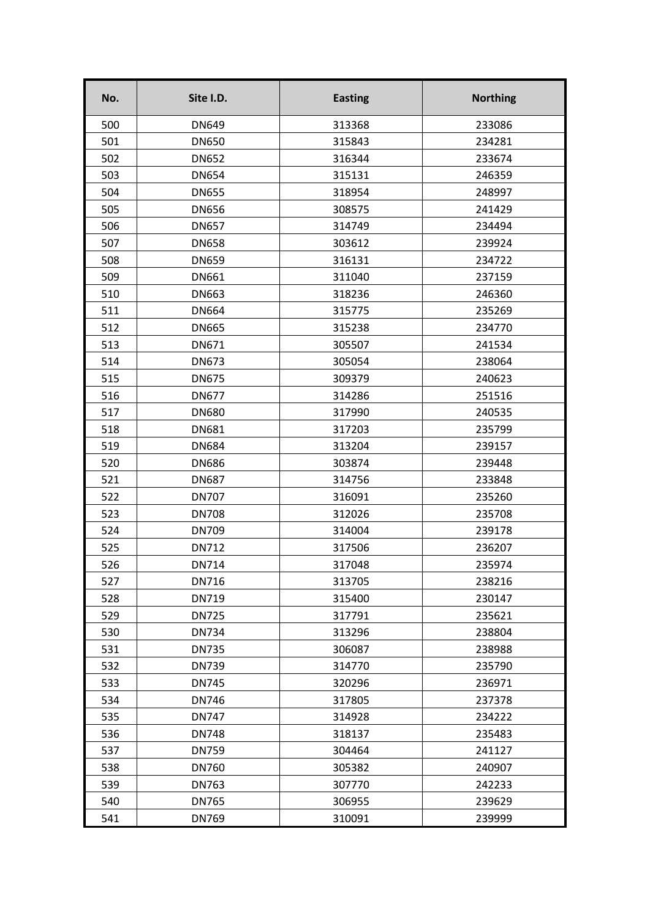| No. | Site I.D. | Easting | Northing |
|---|---|---|---|
| 500 | DN649 | 313368 | 233086 |
| 501 | DN650 | 315843 | 234281 |
| 502 | DN652 | 316344 | 233674 |
| 503 | DN654 | 315131 | 246359 |
| 504 | DN655 | 318954 | 248997 |
| 505 | DN656 | 308575 | 241429 |
| 506 | DN657 | 314749 | 234494 |
| 507 | DN658 | 303612 | 239924 |
| 508 | DN659 | 316131 | 234722 |
| 509 | DN661 | 311040 | 237159 |
| 510 | DN663 | 318236 | 246360 |
| 511 | DN664 | 315775 | 235269 |
| 512 | DN665 | 315238 | 234770 |
| 513 | DN671 | 305507 | 241534 |
| 514 | DN673 | 305054 | 238064 |
| 515 | DN675 | 309379 | 240623 |
| 516 | DN677 | 314286 | 251516 |
| 517 | DN680 | 317990 | 240535 |
| 518 | DN681 | 317203 | 235799 |
| 519 | DN684 | 313204 | 239157 |
| 520 | DN686 | 303874 | 239448 |
| 521 | DN687 | 314756 | 233848 |
| 522 | DN707 | 316091 | 235260 |
| 523 | DN708 | 312026 | 235708 |
| 524 | DN709 | 314004 | 239178 |
| 525 | DN712 | 317506 | 236207 |
| 526 | DN714 | 317048 | 235974 |
| 527 | DN716 | 313705 | 238216 |
| 528 | DN719 | 315400 | 230147 |
| 529 | DN725 | 317791 | 235621 |
| 530 | DN734 | 313296 | 238804 |
| 531 | DN735 | 306087 | 238988 |
| 532 | DN739 | 314770 | 235790 |
| 533 | DN745 | 320296 | 236971 |
| 534 | DN746 | 317805 | 237378 |
| 535 | DN747 | 314928 | 234222 |
| 536 | DN748 | 318137 | 235483 |
| 537 | DN759 | 304464 | 241127 |
| 538 | DN760 | 305382 | 240907 |
| 539 | DN763 | 307770 | 242233 |
| 540 | DN765 | 306955 | 239629 |
| 541 | DN769 | 310091 | 239999 |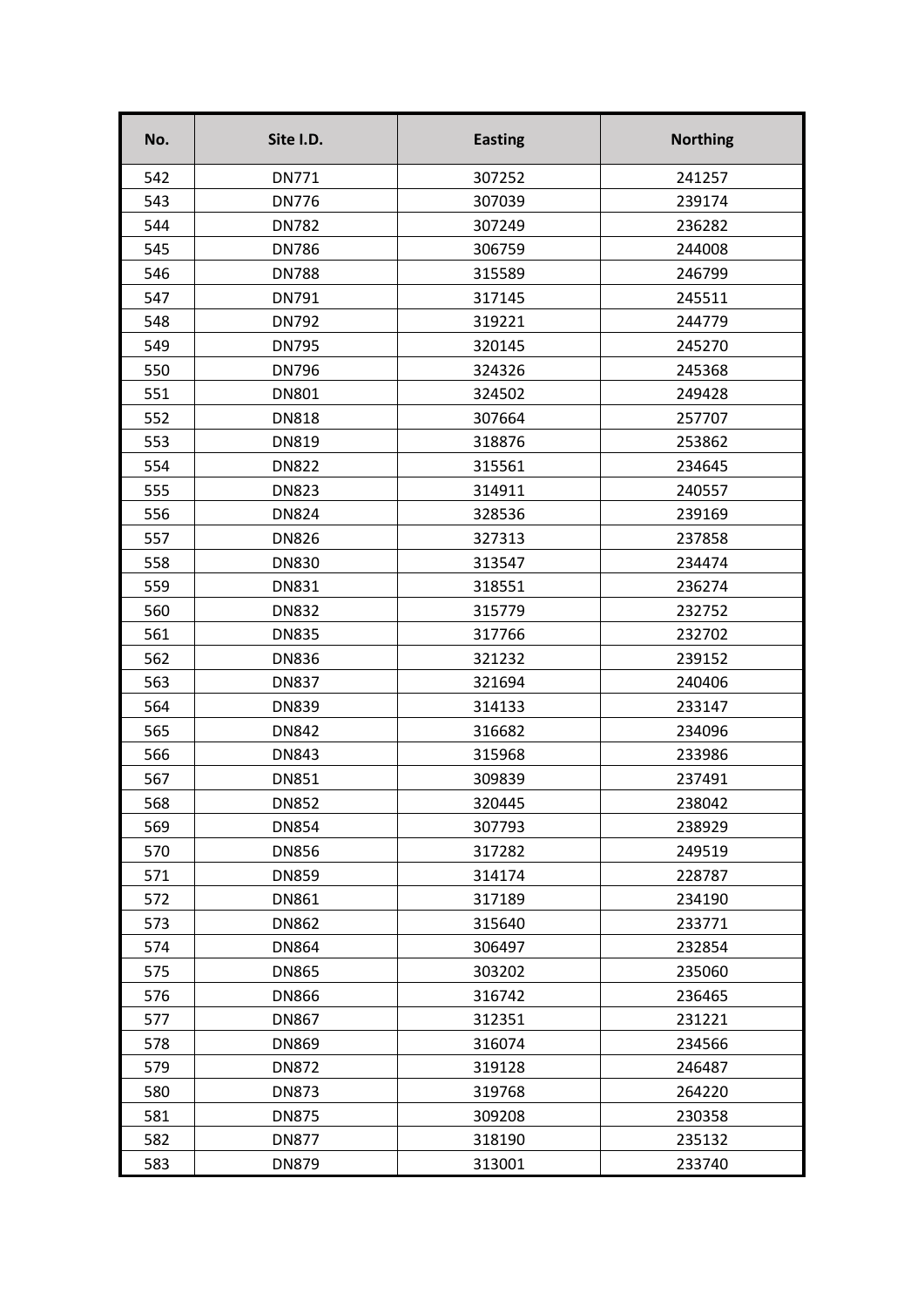| No. | Site I.D. | Easting | Northing |
|---|---|---|---|
| 542 | DN771 | 307252 | 241257 |
| 543 | DN776 | 307039 | 239174 |
| 544 | DN782 | 307249 | 236282 |
| 545 | DN786 | 306759 | 244008 |
| 546 | DN788 | 315589 | 246799 |
| 547 | DN791 | 317145 | 245511 |
| 548 | DN792 | 319221 | 244779 |
| 549 | DN795 | 320145 | 245270 |
| 550 | DN796 | 324326 | 245368 |
| 551 | DN801 | 324502 | 249428 |
| 552 | DN818 | 307664 | 257707 |
| 553 | DN819 | 318876 | 253862 |
| 554 | DN822 | 315561 | 234645 |
| 555 | DN823 | 314911 | 240557 |
| 556 | DN824 | 328536 | 239169 |
| 557 | DN826 | 327313 | 237858 |
| 558 | DN830 | 313547 | 234474 |
| 559 | DN831 | 318551 | 236274 |
| 560 | DN832 | 315779 | 232752 |
| 561 | DN835 | 317766 | 232702 |
| 562 | DN836 | 321232 | 239152 |
| 563 | DN837 | 321694 | 240406 |
| 564 | DN839 | 314133 | 233147 |
| 565 | DN842 | 316682 | 234096 |
| 566 | DN843 | 315968 | 233986 |
| 567 | DN851 | 309839 | 237491 |
| 568 | DN852 | 320445 | 238042 |
| 569 | DN854 | 307793 | 238929 |
| 570 | DN856 | 317282 | 249519 |
| 571 | DN859 | 314174 | 228787 |
| 572 | DN861 | 317189 | 234190 |
| 573 | DN862 | 315640 | 233771 |
| 574 | DN864 | 306497 | 232854 |
| 575 | DN865 | 303202 | 235060 |
| 576 | DN866 | 316742 | 236465 |
| 577 | DN867 | 312351 | 231221 |
| 578 | DN869 | 316074 | 234566 |
| 579 | DN872 | 319128 | 246487 |
| 580 | DN873 | 319768 | 264220 |
| 581 | DN875 | 309208 | 230358 |
| 582 | DN877 | 318190 | 235132 |
| 583 | DN879 | 313001 | 233740 |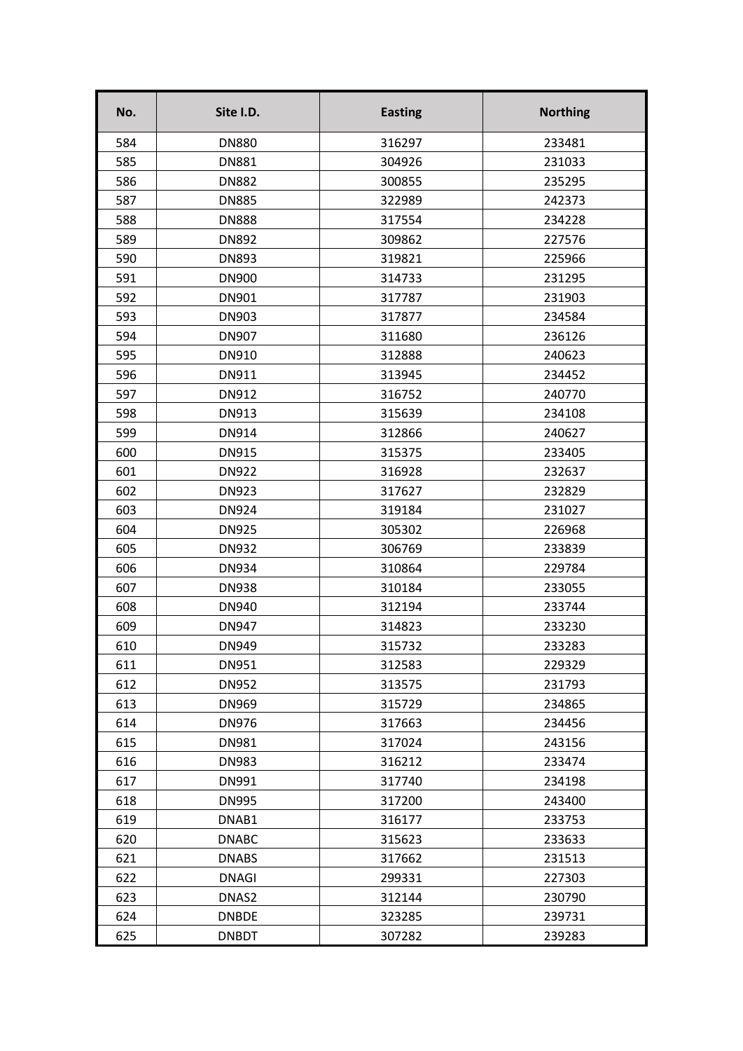| No. | Site I.D. | Easting | Northing |
|---|---|---|---|
| 584 | DN880 | 316297 | 233481 |
| 585 | DN881 | 304926 | 231033 |
| 586 | DN882 | 300855 | 235295 |
| 587 | DN885 | 322989 | 242373 |
| 588 | DN888 | 317554 | 234228 |
| 589 | DN892 | 309862 | 227576 |
| 590 | DN893 | 319821 | 225966 |
| 591 | DN900 | 314733 | 231295 |
| 592 | DN901 | 317787 | 231903 |
| 593 | DN903 | 317877 | 234584 |
| 594 | DN907 | 311680 | 236126 |
| 595 | DN910 | 312888 | 240623 |
| 596 | DN911 | 313945 | 234452 |
| 597 | DN912 | 316752 | 240770 |
| 598 | DN913 | 315639 | 234108 |
| 599 | DN914 | 312866 | 240627 |
| 600 | DN915 | 315375 | 233405 |
| 601 | DN922 | 316928 | 232637 |
| 602 | DN923 | 317627 | 232829 |
| 603 | DN924 | 319184 | 231027 |
| 604 | DN925 | 305302 | 226968 |
| 605 | DN932 | 306769 | 233839 |
| 606 | DN934 | 310864 | 229784 |
| 607 | DN938 | 310184 | 233055 |
| 608 | DN940 | 312194 | 233744 |
| 609 | DN947 | 314823 | 233230 |
| 610 | DN949 | 315732 | 233283 |
| 611 | DN951 | 312583 | 229329 |
| 612 | DN952 | 313575 | 231793 |
| 613 | DN969 | 315729 | 234865 |
| 614 | DN976 | 317663 | 234456 |
| 615 | DN981 | 317024 | 243156 |
| 616 | DN983 | 316212 | 233474 |
| 617 | DN991 | 317740 | 234198 |
| 618 | DN995 | 317200 | 243400 |
| 619 | DNAB1 | 316177 | 233753 |
| 620 | DNABC | 315623 | 233633 |
| 621 | DNABS | 317662 | 231513 |
| 622 | DNAGI | 299331 | 227303 |
| 623 | DNAS2 | 312144 | 230790 |
| 624 | DNBDE | 323285 | 239731 |
| 625 | DNBDT | 307282 | 239283 |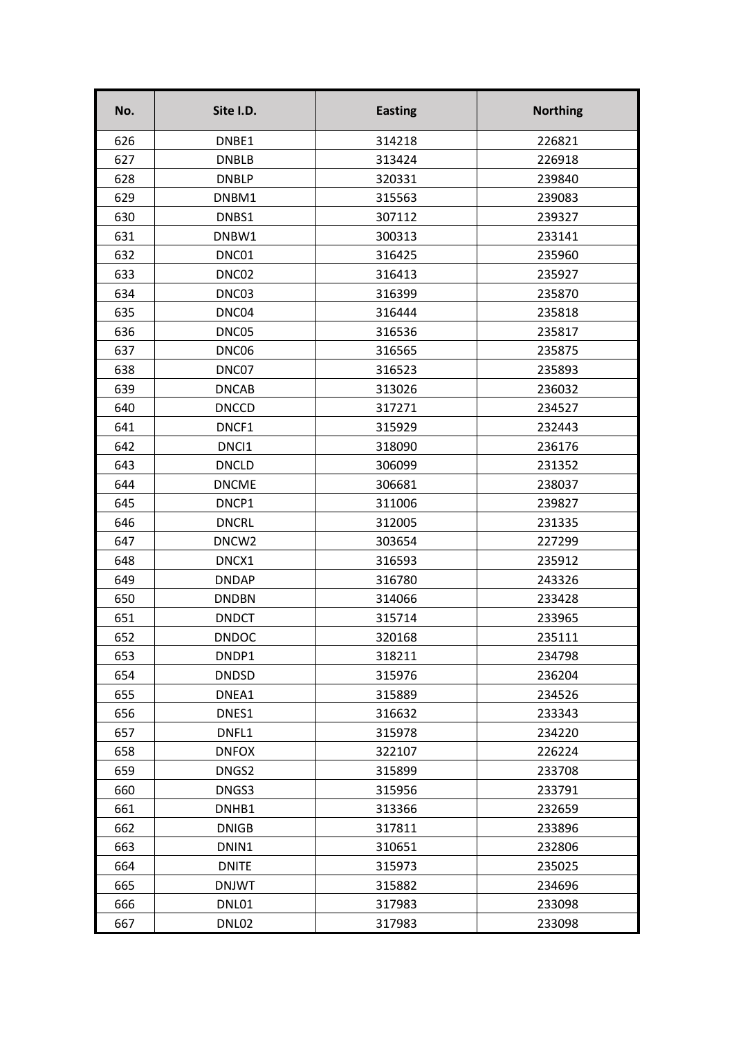| No. | Site I.D. | Easting | Northing |
|---|---|---|---|
| 626 | DNBE1 | 314218 | 226821 |
| 627 | DNBLB | 313424 | 226918 |
| 628 | DNBLP | 320331 | 239840 |
| 629 | DNBM1 | 315563 | 239083 |
| 630 | DNBS1 | 307112 | 239327 |
| 631 | DNBW1 | 300313 | 233141 |
| 632 | DNC01 | 316425 | 235960 |
| 633 | DNC02 | 316413 | 235927 |
| 634 | DNC03 | 316399 | 235870 |
| 635 | DNC04 | 316444 | 235818 |
| 636 | DNC05 | 316536 | 235817 |
| 637 | DNC06 | 316565 | 235875 |
| 638 | DNC07 | 316523 | 235893 |
| 639 | DNCAB | 313026 | 236032 |
| 640 | DNCCD | 317271 | 234527 |
| 641 | DNCF1 | 315929 | 232443 |
| 642 | DNCI1 | 318090 | 236176 |
| 643 | DNCLD | 306099 | 231352 |
| 644 | DNCME | 306681 | 238037 |
| 645 | DNCP1 | 311006 | 239827 |
| 646 | DNCRL | 312005 | 231335 |
| 647 | DNCW2 | 303654 | 227299 |
| 648 | DNCX1 | 316593 | 235912 |
| 649 | DNDAP | 316780 | 243326 |
| 650 | DNDBN | 314066 | 233428 |
| 651 | DNDCT | 315714 | 233965 |
| 652 | DNDOC | 320168 | 235111 |
| 653 | DNDP1 | 318211 | 234798 |
| 654 | DNDSD | 315976 | 236204 |
| 655 | DNEA1 | 315889 | 234526 |
| 656 | DNES1 | 316632 | 233343 |
| 657 | DNFL1 | 315978 | 234220 |
| 658 | DNFOX | 322107 | 226224 |
| 659 | DNGS2 | 315899 | 233708 |
| 660 | DNGS3 | 315956 | 233791 |
| 661 | DNHB1 | 313366 | 232659 |
| 662 | DNIGB | 317811 | 233896 |
| 663 | DNIN1 | 310651 | 232806 |
| 664 | DNITE | 315973 | 235025 |
| 665 | DNJWT | 315882 | 234696 |
| 666 | DNL01 | 317983 | 233098 |
| 667 | DNL02 | 317983 | 233098 |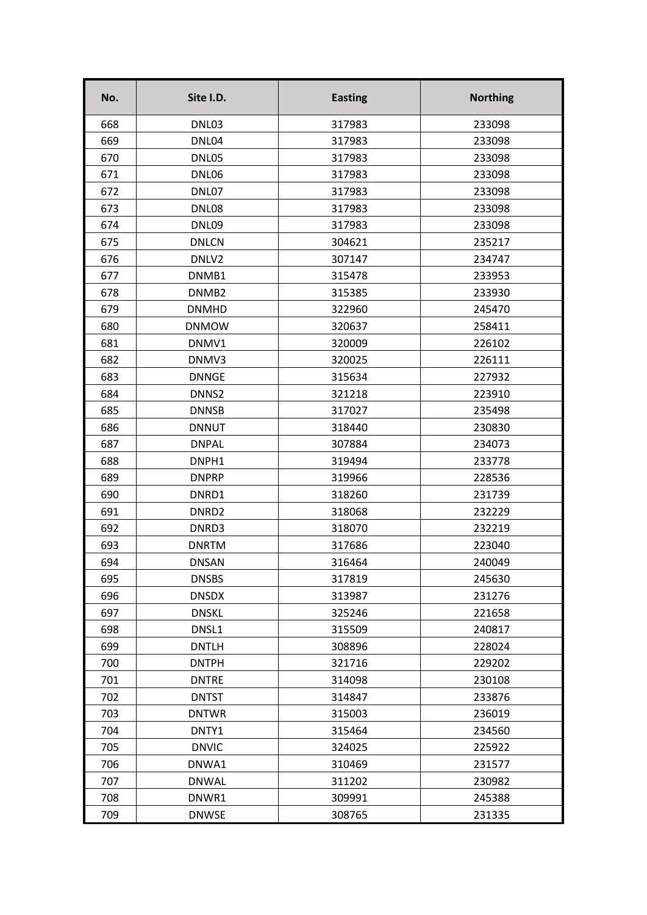| No. | Site I.D. | Easting | Northing |
|---|---|---|---|
| 668 | DNL03 | 317983 | 233098 |
| 669 | DNL04 | 317983 | 233098 |
| 670 | DNL05 | 317983 | 233098 |
| 671 | DNL06 | 317983 | 233098 |
| 672 | DNL07 | 317983 | 233098 |
| 673 | DNL08 | 317983 | 233098 |
| 674 | DNL09 | 317983 | 233098 |
| 675 | DNLCN | 304621 | 235217 |
| 676 | DNLV2 | 307147 | 234747 |
| 677 | DNMB1 | 315478 | 233953 |
| 678 | DNMB2 | 315385 | 233930 |
| 679 | DNMHD | 322960 | 245470 |
| 680 | DNMOW | 320637 | 258411 |
| 681 | DNMV1 | 320009 | 226102 |
| 682 | DNMV3 | 320025 | 226111 |
| 683 | DNNGE | 315634 | 227932 |
| 684 | DNNS2 | 321218 | 223910 |
| 685 | DNNSB | 317027 | 235498 |
| 686 | DNNUT | 318440 | 230830 |
| 687 | DNPAL | 307884 | 234073 |
| 688 | DNPH1 | 319494 | 233778 |
| 689 | DNPRP | 319966 | 228536 |
| 690 | DNRD1 | 318260 | 231739 |
| 691 | DNRD2 | 318068 | 232229 |
| 692 | DNRD3 | 318070 | 232219 |
| 693 | DNRTM | 317686 | 223040 |
| 694 | DNSAN | 316464 | 240049 |
| 695 | DNSBS | 317819 | 245630 |
| 696 | DNSDX | 313987 | 231276 |
| 697 | DNSKL | 325246 | 221658 |
| 698 | DNSL1 | 315509 | 240817 |
| 699 | DNTLH | 308896 | 228024 |
| 700 | DNTPH | 321716 | 229202 |
| 701 | DNTRE | 314098 | 230108 |
| 702 | DNTST | 314847 | 233876 |
| 703 | DNTWR | 315003 | 236019 |
| 704 | DNTY1 | 315464 | 234560 |
| 705 | DNVIC | 324025 | 225922 |
| 706 | DNWA1 | 310469 | 231577 |
| 707 | DNWAL | 311202 | 230982 |
| 708 | DNWR1 | 309991 | 245388 |
| 709 | DNWSE | 308765 | 231335 |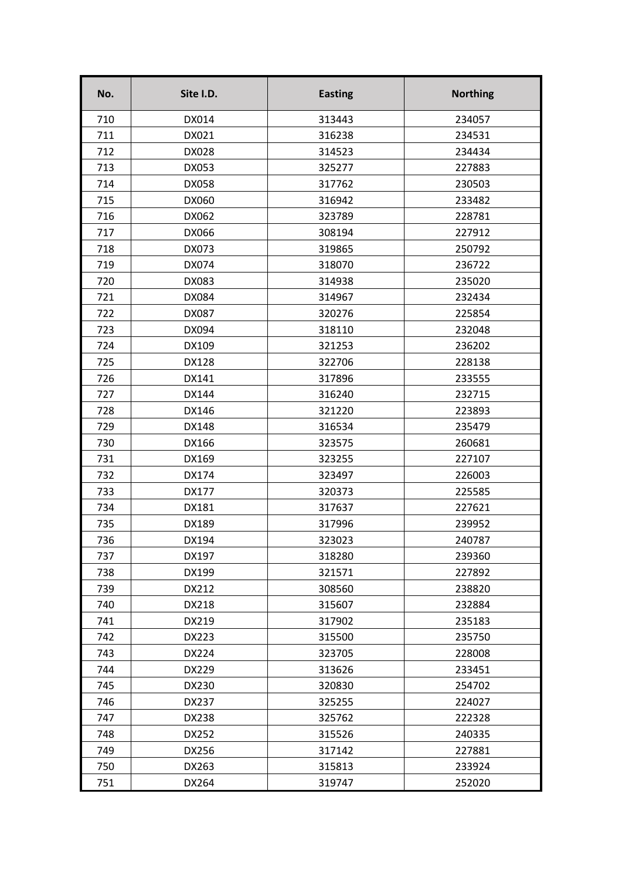| No. | Site I.D. | Easting | Northing |
|---|---|---|---|
| 710 | DX014 | 313443 | 234057 |
| 711 | DX021 | 316238 | 234531 |
| 712 | DX028 | 314523 | 234434 |
| 713 | DX053 | 325277 | 227883 |
| 714 | DX058 | 317762 | 230503 |
| 715 | DX060 | 316942 | 233482 |
| 716 | DX062 | 323789 | 228781 |
| 717 | DX066 | 308194 | 227912 |
| 718 | DX073 | 319865 | 250792 |
| 719 | DX074 | 318070 | 236722 |
| 720 | DX083 | 314938 | 235020 |
| 721 | DX084 | 314967 | 232434 |
| 722 | DX087 | 320276 | 225854 |
| 723 | DX094 | 318110 | 232048 |
| 724 | DX109 | 321253 | 236202 |
| 725 | DX128 | 322706 | 228138 |
| 726 | DX141 | 317896 | 233555 |
| 727 | DX144 | 316240 | 232715 |
| 728 | DX146 | 321220 | 223893 |
| 729 | DX148 | 316534 | 235479 |
| 730 | DX166 | 323575 | 260681 |
| 731 | DX169 | 323255 | 227107 |
| 732 | DX174 | 323497 | 226003 |
| 733 | DX177 | 320373 | 225585 |
| 734 | DX181 | 317637 | 227621 |
| 735 | DX189 | 317996 | 239952 |
| 736 | DX194 | 323023 | 240787 |
| 737 | DX197 | 318280 | 239360 |
| 738 | DX199 | 321571 | 227892 |
| 739 | DX212 | 308560 | 238820 |
| 740 | DX218 | 315607 | 232884 |
| 741 | DX219 | 317902 | 235183 |
| 742 | DX223 | 315500 | 235750 |
| 743 | DX224 | 323705 | 228008 |
| 744 | DX229 | 313626 | 233451 |
| 745 | DX230 | 320830 | 254702 |
| 746 | DX237 | 325255 | 224027 |
| 747 | DX238 | 325762 | 222328 |
| 748 | DX252 | 315526 | 240335 |
| 749 | DX256 | 317142 | 227881 |
| 750 | DX263 | 315813 | 233924 |
| 751 | DX264 | 319747 | 252020 |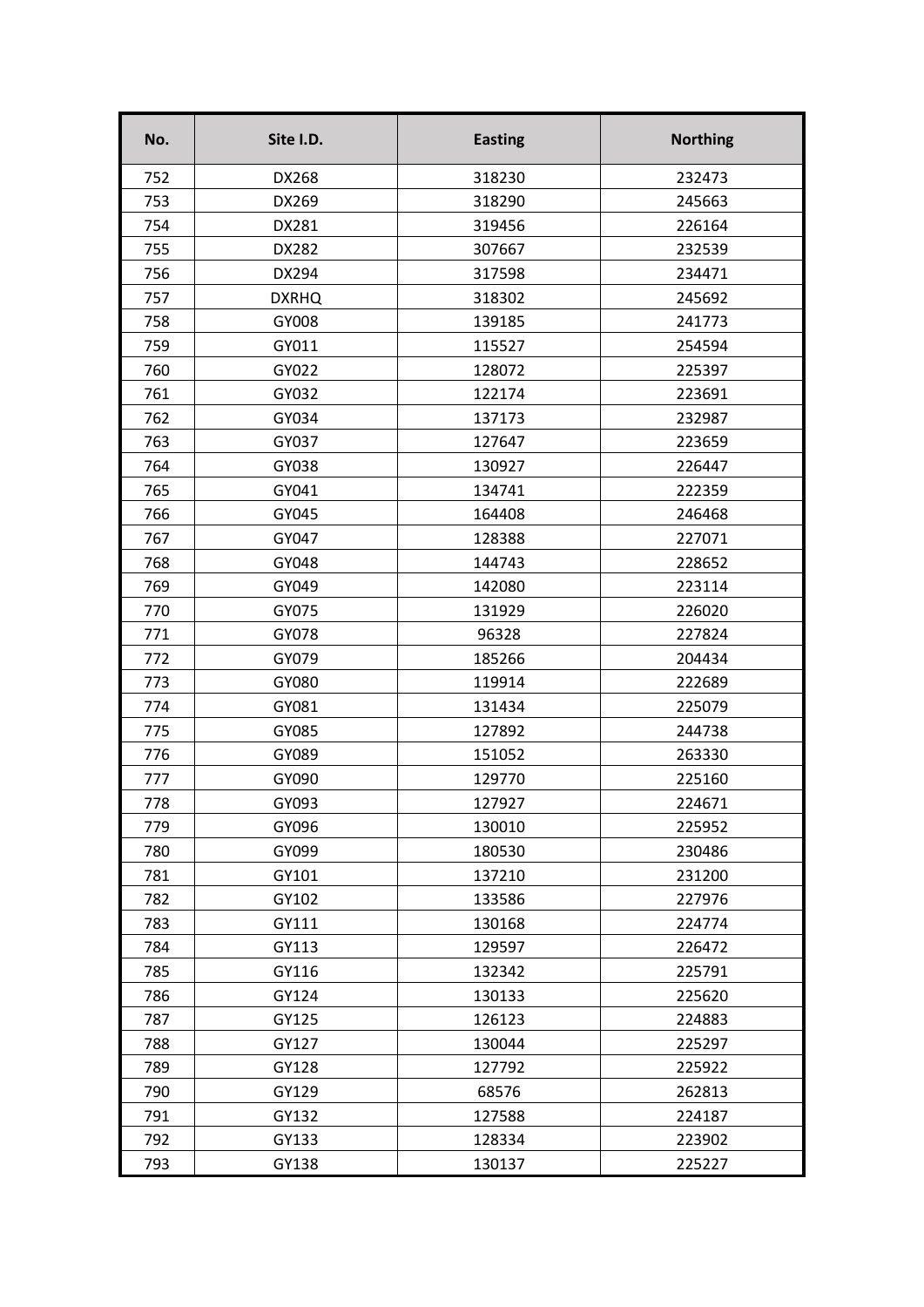| No. | Site I.D. | Easting | Northing |
|---|---|---|---|
| 752 | DX268 | 318230 | 232473 |
| 753 | DX269 | 318290 | 245663 |
| 754 | DX281 | 319456 | 226164 |
| 755 | DX282 | 307667 | 232539 |
| 756 | DX294 | 317598 | 234471 |
| 757 | DXRHQ | 318302 | 245692 |
| 758 | GY008 | 139185 | 241773 |
| 759 | GY011 | 115527 | 254594 |
| 760 | GY022 | 128072 | 225397 |
| 761 | GY032 | 122174 | 223691 |
| 762 | GY034 | 137173 | 232987 |
| 763 | GY037 | 127647 | 223659 |
| 764 | GY038 | 130927 | 226447 |
| 765 | GY041 | 134741 | 222359 |
| 766 | GY045 | 164408 | 246468 |
| 767 | GY047 | 128388 | 227071 |
| 768 | GY048 | 144743 | 228652 |
| 769 | GY049 | 142080 | 223114 |
| 770 | GY075 | 131929 | 226020 |
| 771 | GY078 | 96328 | 227824 |
| 772 | GY079 | 185266 | 204434 |
| 773 | GY080 | 119914 | 222689 |
| 774 | GY081 | 131434 | 225079 |
| 775 | GY085 | 127892 | 244738 |
| 776 | GY089 | 151052 | 263330 |
| 777 | GY090 | 129770 | 225160 |
| 778 | GY093 | 127927 | 224671 |
| 779 | GY096 | 130010 | 225952 |
| 780 | GY099 | 180530 | 230486 |
| 781 | GY101 | 137210 | 231200 |
| 782 | GY102 | 133586 | 227976 |
| 783 | GY111 | 130168 | 224774 |
| 784 | GY113 | 129597 | 226472 |
| 785 | GY116 | 132342 | 225791 |
| 786 | GY124 | 130133 | 225620 |
| 787 | GY125 | 126123 | 224883 |
| 788 | GY127 | 130044 | 225297 |
| 789 | GY128 | 127792 | 225922 |
| 790 | GY129 | 68576 | 262813 |
| 791 | GY132 | 127588 | 224187 |
| 792 | GY133 | 128334 | 223902 |
| 793 | GY138 | 130137 | 225227 |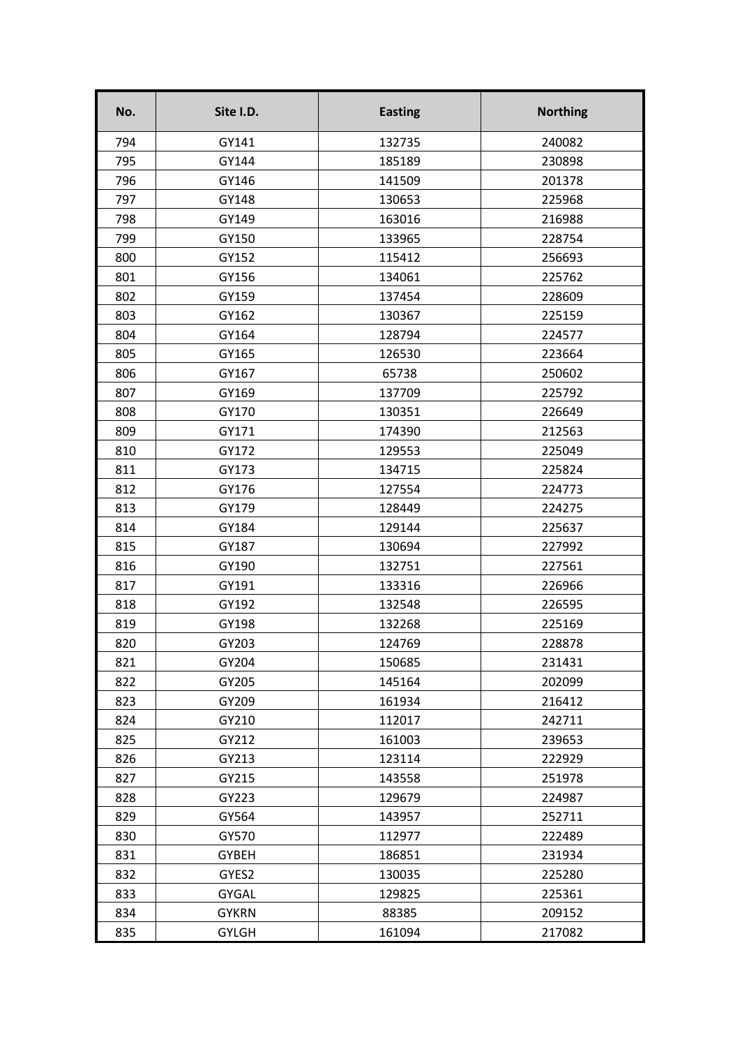| No. | Site I.D. | Easting | Northing |
|---|---|---|---|
| 794 | GY141 | 132735 | 240082 |
| 795 | GY144 | 185189 | 230898 |
| 796 | GY146 | 141509 | 201378 |
| 797 | GY148 | 130653 | 225968 |
| 798 | GY149 | 163016 | 216988 |
| 799 | GY150 | 133965 | 228754 |
| 800 | GY152 | 115412 | 256693 |
| 801 | GY156 | 134061 | 225762 |
| 802 | GY159 | 137454 | 228609 |
| 803 | GY162 | 130367 | 225159 |
| 804 | GY164 | 128794 | 224577 |
| 805 | GY165 | 126530 | 223664 |
| 806 | GY167 | 65738 | 250602 |
| 807 | GY169 | 137709 | 225792 |
| 808 | GY170 | 130351 | 226649 |
| 809 | GY171 | 174390 | 212563 |
| 810 | GY172 | 129553 | 225049 |
| 811 | GY173 | 134715 | 225824 |
| 812 | GY176 | 127554 | 224773 |
| 813 | GY179 | 128449 | 224275 |
| 814 | GY184 | 129144 | 225637 |
| 815 | GY187 | 130694 | 227992 |
| 816 | GY190 | 132751 | 227561 |
| 817 | GY191 | 133316 | 226966 |
| 818 | GY192 | 132548 | 226595 |
| 819 | GY198 | 132268 | 225169 |
| 820 | GY203 | 124769 | 228878 |
| 821 | GY204 | 150685 | 231431 |
| 822 | GY205 | 145164 | 202099 |
| 823 | GY209 | 161934 | 216412 |
| 824 | GY210 | 112017 | 242711 |
| 825 | GY212 | 161003 | 239653 |
| 826 | GY213 | 123114 | 222929 |
| 827 | GY215 | 143558 | 251978 |
| 828 | GY223 | 129679 | 224987 |
| 829 | GY564 | 143957 | 252711 |
| 830 | GY570 | 112977 | 222489 |
| 831 | GYBEH | 186851 | 231934 |
| 832 | GYES2 | 130035 | 225280 |
| 833 | GYGAL | 129825 | 225361 |
| 834 | GYKRN | 88385 | 209152 |
| 835 | GYLGH | 161094 | 217082 |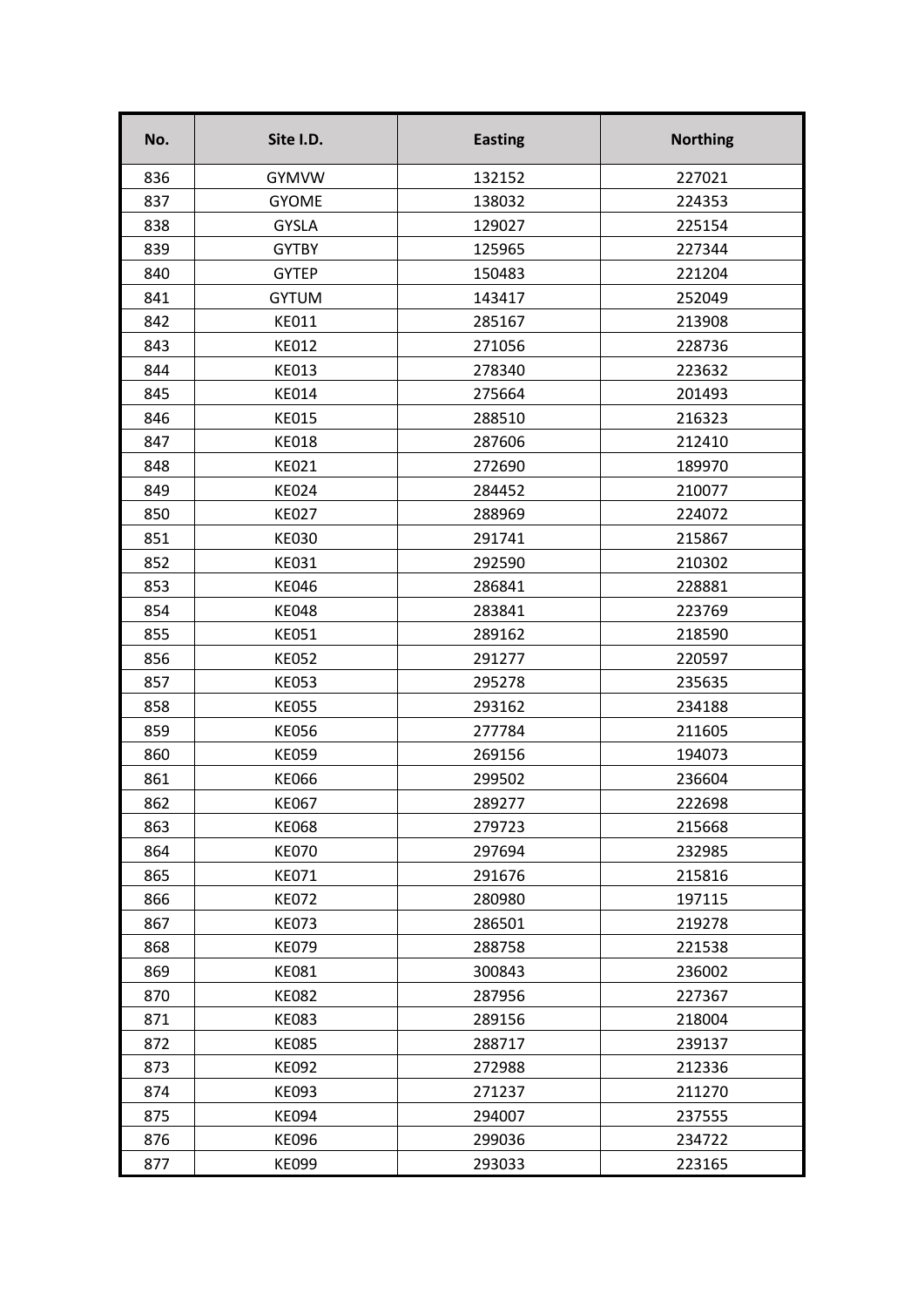| No. | Site I.D. | Easting | Northing |
|---|---|---|---|
| 836 | GYMVW | 132152 | 227021 |
| 837 | GYOME | 138032 | 224353 |
| 838 | GYSLA | 129027 | 225154 |
| 839 | GYTBY | 125965 | 227344 |
| 840 | GYTEP | 150483 | 221204 |
| 841 | GYTUM | 143417 | 252049 |
| 842 | KE011 | 285167 | 213908 |
| 843 | KE012 | 271056 | 228736 |
| 844 | KE013 | 278340 | 223632 |
| 845 | KE014 | 275664 | 201493 |
| 846 | KE015 | 288510 | 216323 |
| 847 | KE018 | 287606 | 212410 |
| 848 | KE021 | 272690 | 189970 |
| 849 | KE024 | 284452 | 210077 |
| 850 | KE027 | 288969 | 224072 |
| 851 | KE030 | 291741 | 215867 |
| 852 | KE031 | 292590 | 210302 |
| 853 | KE046 | 286841 | 228881 |
| 854 | KE048 | 283841 | 223769 |
| 855 | KE051 | 289162 | 218590 |
| 856 | KE052 | 291277 | 220597 |
| 857 | KE053 | 295278 | 235635 |
| 858 | KE055 | 293162 | 234188 |
| 859 | KE056 | 277784 | 211605 |
| 860 | KE059 | 269156 | 194073 |
| 861 | KE066 | 299502 | 236604 |
| 862 | KE067 | 289277 | 222698 |
| 863 | KE068 | 279723 | 215668 |
| 864 | KE070 | 297694 | 232985 |
| 865 | KE071 | 291676 | 215816 |
| 866 | KE072 | 280980 | 197115 |
| 867 | KE073 | 286501 | 219278 |
| 868 | KE079 | 288758 | 221538 |
| 869 | KE081 | 300843 | 236002 |
| 870 | KE082 | 287956 | 227367 |
| 871 | KE083 | 289156 | 218004 |
| 872 | KE085 | 288717 | 239137 |
| 873 | KE092 | 272988 | 212336 |
| 874 | KE093 | 271237 | 211270 |
| 875 | KE094 | 294007 | 237555 |
| 876 | KE096 | 299036 | 234722 |
| 877 | KE099 | 293033 | 223165 |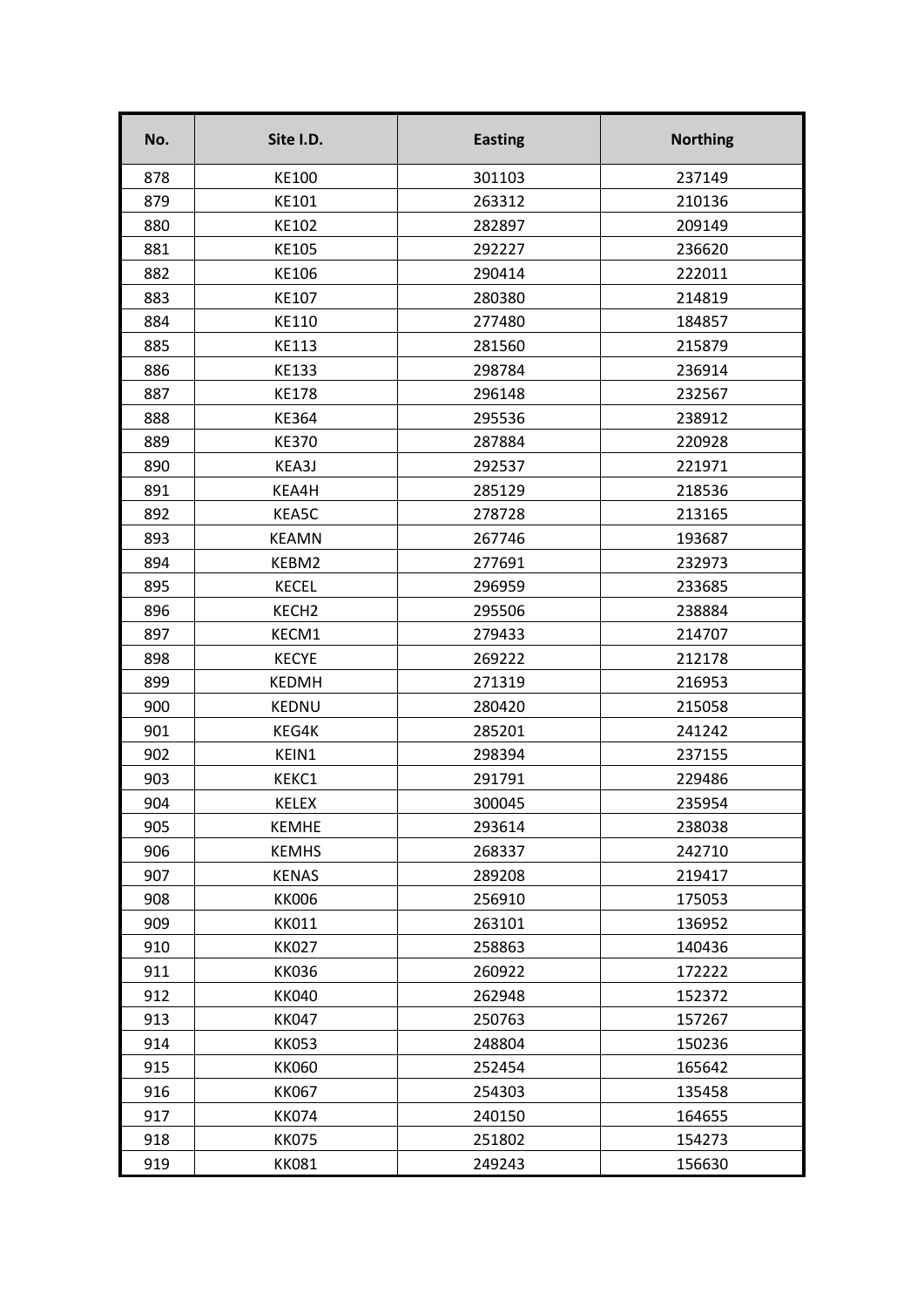| No. | Site I.D. | Easting | Northing |
|---|---|---|---|
| 878 | KE100 | 301103 | 237149 |
| 879 | KE101 | 263312 | 210136 |
| 880 | KE102 | 282897 | 209149 |
| 881 | KE105 | 292227 | 236620 |
| 882 | KE106 | 290414 | 222011 |
| 883 | KE107 | 280380 | 214819 |
| 884 | KE110 | 277480 | 184857 |
| 885 | KE113 | 281560 | 215879 |
| 886 | KE133 | 298784 | 236914 |
| 887 | KE178 | 296148 | 232567 |
| 888 | KE364 | 295536 | 238912 |
| 889 | KE370 | 287884 | 220928 |
| 890 | KEA3J | 292537 | 221971 |
| 891 | KEA4H | 285129 | 218536 |
| 892 | KEA5C | 278728 | 213165 |
| 893 | KEAMN | 267746 | 193687 |
| 894 | KEBM2 | 277691 | 232973 |
| 895 | KECEL | 296959 | 233685 |
| 896 | KECH2 | 295506 | 238884 |
| 897 | KECM1 | 279433 | 214707 |
| 898 | KECYE | 269222 | 212178 |
| 899 | KEDMH | 271319 | 216953 |
| 900 | KEDNU | 280420 | 215058 |
| 901 | KEG4K | 285201 | 241242 |
| 902 | KEIN1 | 298394 | 237155 |
| 903 | KEKC1 | 291791 | 229486 |
| 904 | KELEX | 300045 | 235954 |
| 905 | KEMHE | 293614 | 238038 |
| 906 | KEMHS | 268337 | 242710 |
| 907 | KENAS | 289208 | 219417 |
| 908 | KK006 | 256910 | 175053 |
| 909 | KK011 | 263101 | 136952 |
| 910 | KK027 | 258863 | 140436 |
| 911 | KK036 | 260922 | 172222 |
| 912 | KK040 | 262948 | 152372 |
| 913 | KK047 | 250763 | 157267 |
| 914 | KK053 | 248804 | 150236 |
| 915 | KK060 | 252454 | 165642 |
| 916 | KK067 | 254303 | 135458 |
| 917 | KK074 | 240150 | 164655 |
| 918 | KK075 | 251802 | 154273 |
| 919 | KK081 | 249243 | 156630 |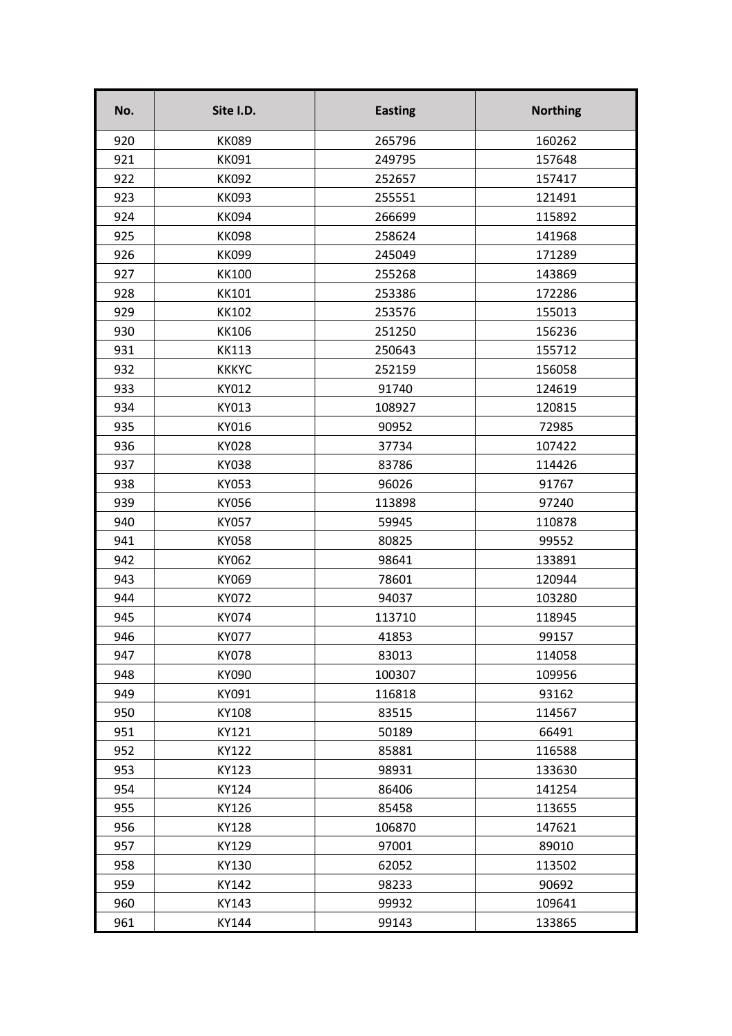| No. | Site I.D. | Easting | Northing |
|---|---|---|---|
| 920 | KK089 | 265796 | 160262 |
| 921 | KK091 | 249795 | 157648 |
| 922 | KK092 | 252657 | 157417 |
| 923 | KK093 | 255551 | 121491 |
| 924 | KK094 | 266699 | 115892 |
| 925 | KK098 | 258624 | 141968 |
| 926 | KK099 | 245049 | 171289 |
| 927 | KK100 | 255268 | 143869 |
| 928 | KK101 | 253386 | 172286 |
| 929 | KK102 | 253576 | 155013 |
| 930 | KK106 | 251250 | 156236 |
| 931 | KK113 | 250643 | 155712 |
| 932 | KKKYC | 252159 | 156058 |
| 933 | KY012 | 91740 | 124619 |
| 934 | KY013 | 108927 | 120815 |
| 935 | KY016 | 90952 | 72985 |
| 936 | KY028 | 37734 | 107422 |
| 937 | KY038 | 83786 | 114426 |
| 938 | KY053 | 96026 | 91767 |
| 939 | KY056 | 113898 | 97240 |
| 940 | KY057 | 59945 | 110878 |
| 941 | KY058 | 80825 | 99552 |
| 942 | KY062 | 98641 | 133891 |
| 943 | KY069 | 78601 | 120944 |
| 944 | KY072 | 94037 | 103280 |
| 945 | KY074 | 113710 | 118945 |
| 946 | KY077 | 41853 | 99157 |
| 947 | KY078 | 83013 | 114058 |
| 948 | KY090 | 100307 | 109956 |
| 949 | KY091 | 116818 | 93162 |
| 950 | KY108 | 83515 | 114567 |
| 951 | KY121 | 50189 | 66491 |
| 952 | KY122 | 85881 | 116588 |
| 953 | KY123 | 98931 | 133630 |
| 954 | KY124 | 86406 | 141254 |
| 955 | KY126 | 85458 | 113655 |
| 956 | KY128 | 106870 | 147621 |
| 957 | KY129 | 97001 | 89010 |
| 958 | KY130 | 62052 | 113502 |
| 959 | KY142 | 98233 | 90692 |
| 960 | KY143 | 99932 | 109641 |
| 961 | KY144 | 99143 | 133865 |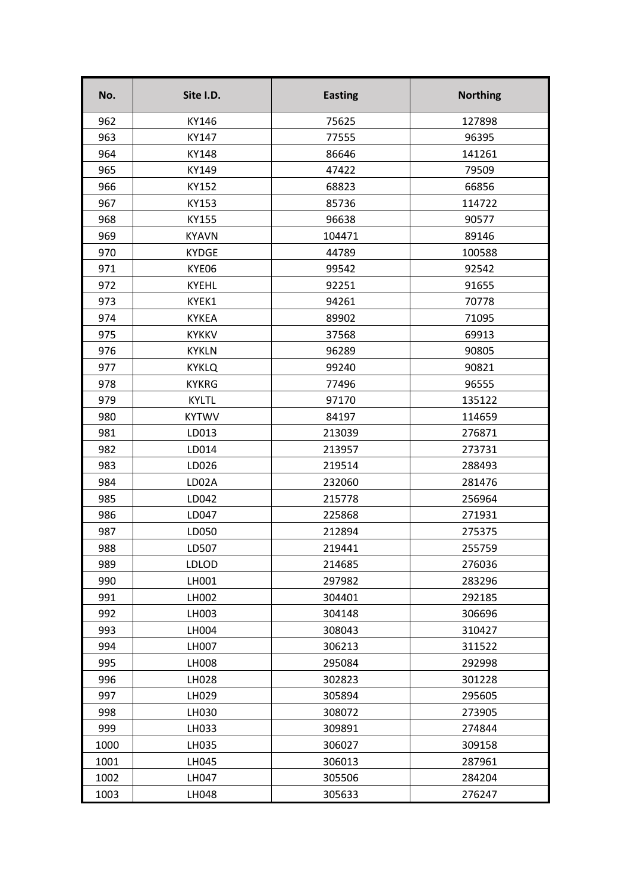| No. | Site I.D. | Easting | Northing |
|---|---|---|---|
| 962 | KY146 | 75625 | 127898 |
| 963 | KY147 | 77555 | 96395 |
| 964 | KY148 | 86646 | 141261 |
| 965 | KY149 | 47422 | 79509 |
| 966 | KY152 | 68823 | 66856 |
| 967 | KY153 | 85736 | 114722 |
| 968 | KY155 | 96638 | 90577 |
| 969 | KYAVN | 104471 | 89146 |
| 970 | KYDGE | 44789 | 100588 |
| 971 | KYE06 | 99542 | 92542 |
| 972 | KYEHL | 92251 | 91655 |
| 973 | KYEK1 | 94261 | 70778 |
| 974 | KYKEA | 89902 | 71095 |
| 975 | KYKKV | 37568 | 69913 |
| 976 | KYKLN | 96289 | 90805 |
| 977 | KYKLQ | 99240 | 90821 |
| 978 | KYKRG | 77496 | 96555 |
| 979 | KYLTL | 97170 | 135122 |
| 980 | KYTWV | 84197 | 114659 |
| 981 | LD013 | 213039 | 276871 |
| 982 | LD014 | 213957 | 273731 |
| 983 | LD026 | 219514 | 288493 |
| 984 | LD02A | 232060 | 281476 |
| 985 | LD042 | 215778 | 256964 |
| 986 | LD047 | 225868 | 271931 |
| 987 | LD050 | 212894 | 275375 |
| 988 | LD507 | 219441 | 255759 |
| 989 | LDLOD | 214685 | 276036 |
| 990 | LH001 | 297982 | 283296 |
| 991 | LH002 | 304401 | 292185 |
| 992 | LH003 | 304148 | 306696 |
| 993 | LH004 | 308043 | 310427 |
| 994 | LH007 | 306213 | 311522 |
| 995 | LH008 | 295084 | 292998 |
| 996 | LH028 | 302823 | 301228 |
| 997 | LH029 | 305894 | 295605 |
| 998 | LH030 | 308072 | 273905 |
| 999 | LH033 | 309891 | 274844 |
| 1000 | LH035 | 306027 | 309158 |
| 1001 | LH045 | 306013 | 287961 |
| 1002 | LH047 | 305506 | 284204 |
| 1003 | LH048 | 305633 | 276247 |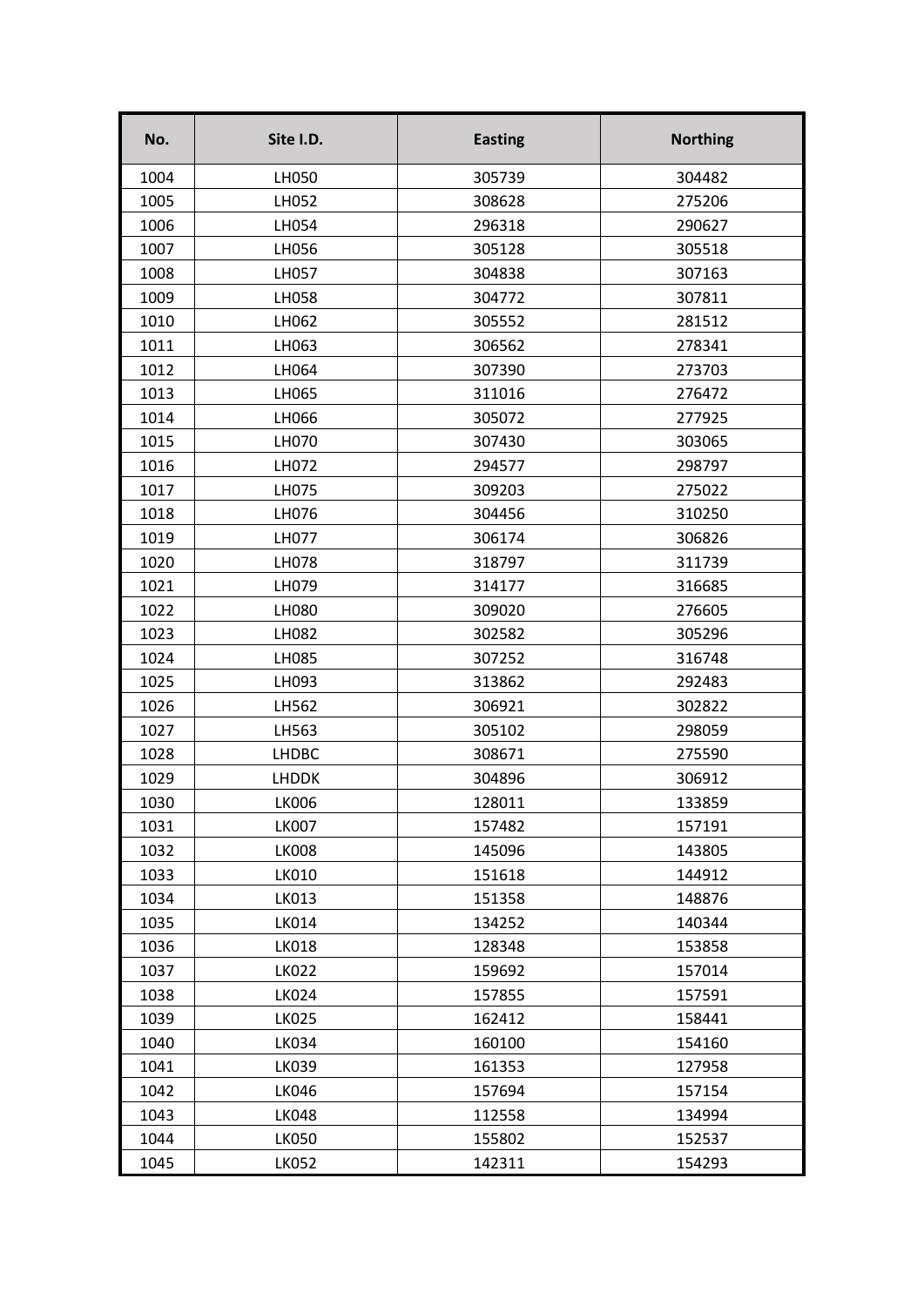| No. | Site I.D. | Easting | Northing |
|---|---|---|---|
| 1004 | LH050 | 305739 | 304482 |
| 1005 | LH052 | 308628 | 275206 |
| 1006 | LH054 | 296318 | 290627 |
| 1007 | LH056 | 305128 | 305518 |
| 1008 | LH057 | 304838 | 307163 |
| 1009 | LH058 | 304772 | 307811 |
| 1010 | LH062 | 305552 | 281512 |
| 1011 | LH063 | 306562 | 278341 |
| 1012 | LH064 | 307390 | 273703 |
| 1013 | LH065 | 311016 | 276472 |
| 1014 | LH066 | 305072 | 277925 |
| 1015 | LH070 | 307430 | 303065 |
| 1016 | LH072 | 294577 | 298797 |
| 1017 | LH075 | 309203 | 275022 |
| 1018 | LH076 | 304456 | 310250 |
| 1019 | LH077 | 306174 | 306826 |
| 1020 | LH078 | 318797 | 311739 |
| 1021 | LH079 | 314177 | 316685 |
| 1022 | LH080 | 309020 | 276605 |
| 1023 | LH082 | 302582 | 305296 |
| 1024 | LH085 | 307252 | 316748 |
| 1025 | LH093 | 313862 | 292483 |
| 1026 | LH562 | 306921 | 302822 |
| 1027 | LH563 | 305102 | 298059 |
| 1028 | LHDBC | 308671 | 275590 |
| 1029 | LHDDK | 304896 | 306912 |
| 1030 | LK006 | 128011 | 133859 |
| 1031 | LK007 | 157482 | 157191 |
| 1032 | LK008 | 145096 | 143805 |
| 1033 | LK010 | 151618 | 144912 |
| 1034 | LK013 | 151358 | 148876 |
| 1035 | LK014 | 134252 | 140344 |
| 1036 | LK018 | 128348 | 153858 |
| 1037 | LK022 | 159692 | 157014 |
| 1038 | LK024 | 157855 | 157591 |
| 1039 | LK025 | 162412 | 158441 |
| 1040 | LK034 | 160100 | 154160 |
| 1041 | LK039 | 161353 | 127958 |
| 1042 | LK046 | 157694 | 157154 |
| 1043 | LK048 | 112558 | 134994 |
| 1044 | LK050 | 155802 | 152537 |
| 1045 | LK052 | 142311 | 154293 |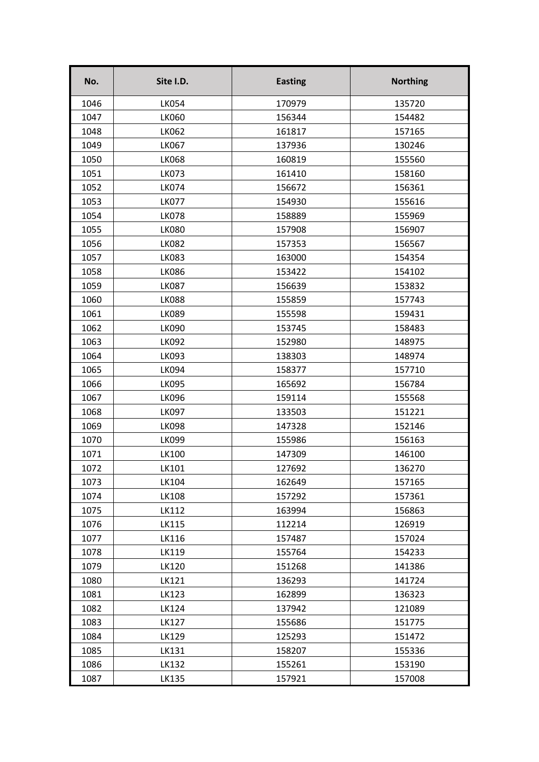| No. | Site I.D. | Easting | Northing |
|---|---|---|---|
| 1046 | LK054 | 170979 | 135720 |
| 1047 | LK060 | 156344 | 154482 |
| 1048 | LK062 | 161817 | 157165 |
| 1049 | LK067 | 137936 | 130246 |
| 1050 | LK068 | 160819 | 155560 |
| 1051 | LK073 | 161410 | 158160 |
| 1052 | LK074 | 156672 | 156361 |
| 1053 | LK077 | 154930 | 155616 |
| 1054 | LK078 | 158889 | 155969 |
| 1055 | LK080 | 157908 | 156907 |
| 1056 | LK082 | 157353 | 156567 |
| 1057 | LK083 | 163000 | 154354 |
| 1058 | LK086 | 153422 | 154102 |
| 1059 | LK087 | 156639 | 153832 |
| 1060 | LK088 | 155859 | 157743 |
| 1061 | LK089 | 155598 | 159431 |
| 1062 | LK090 | 153745 | 158483 |
| 1063 | LK092 | 152980 | 148975 |
| 1064 | LK093 | 138303 | 148974 |
| 1065 | LK094 | 158377 | 157710 |
| 1066 | LK095 | 165692 | 156784 |
| 1067 | LK096 | 159114 | 155568 |
| 1068 | LK097 | 133503 | 151221 |
| 1069 | LK098 | 147328 | 152146 |
| 1070 | LK099 | 155986 | 156163 |
| 1071 | LK100 | 147309 | 146100 |
| 1072 | LK101 | 127692 | 136270 |
| 1073 | LK104 | 162649 | 157165 |
| 1074 | LK108 | 157292 | 157361 |
| 1075 | LK112 | 163994 | 156863 |
| 1076 | LK115 | 112214 | 126919 |
| 1077 | LK116 | 157487 | 157024 |
| 1078 | LK119 | 155764 | 154233 |
| 1079 | LK120 | 151268 | 141386 |
| 1080 | LK121 | 136293 | 141724 |
| 1081 | LK123 | 162899 | 136323 |
| 1082 | LK124 | 137942 | 121089 |
| 1083 | LK127 | 155686 | 151775 |
| 1084 | LK129 | 125293 | 151472 |
| 1085 | LK131 | 158207 | 155336 |
| 1086 | LK132 | 155261 | 153190 |
| 1087 | LK135 | 157921 | 157008 |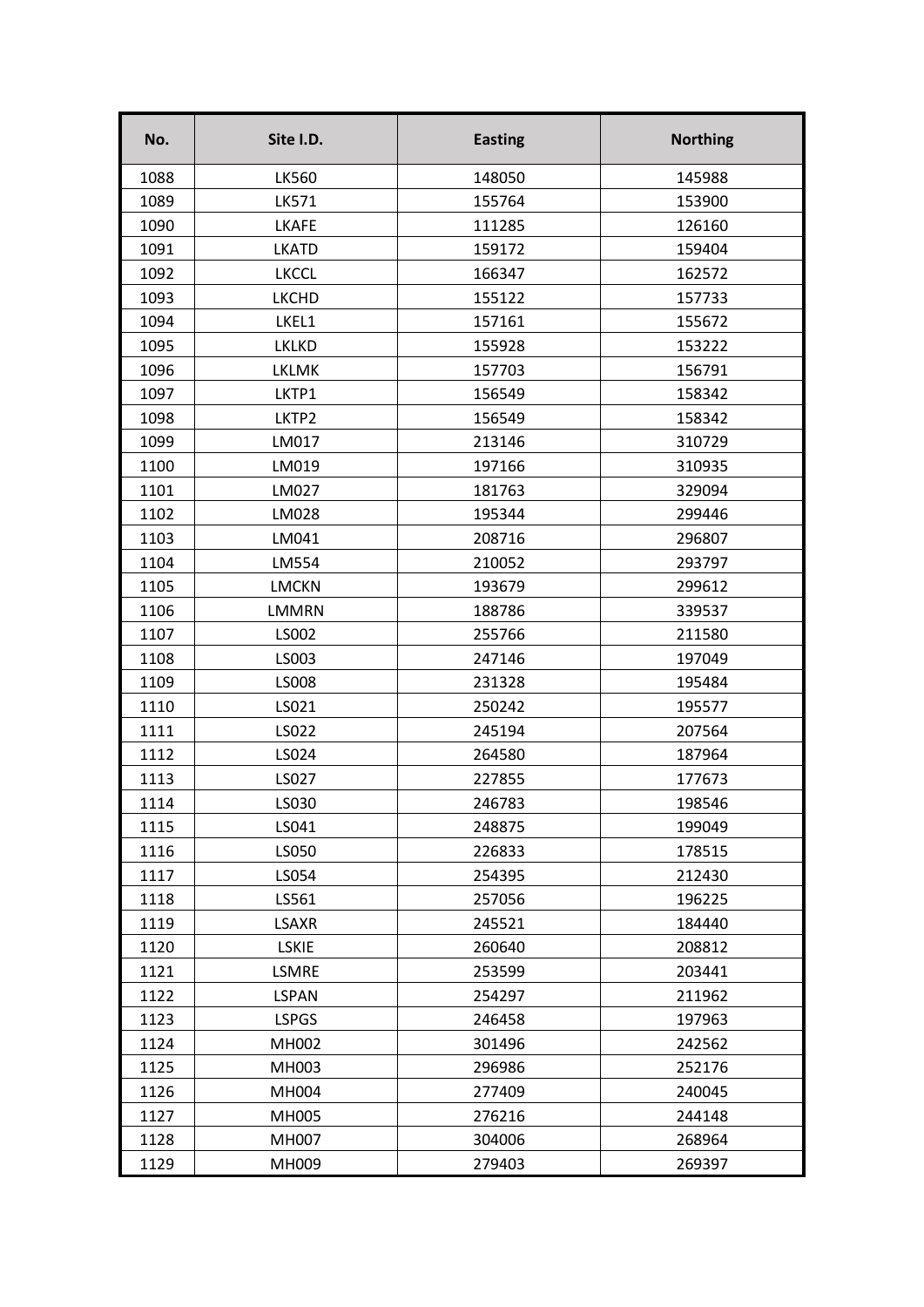| No. | Site I.D. | Easting | Northing |
|---|---|---|---|
| 1088 | LK560 | 148050 | 145988 |
| 1089 | LK571 | 155764 | 153900 |
| 1090 | LKAFE | 111285 | 126160 |
| 1091 | LKATD | 159172 | 159404 |
| 1092 | LKCCL | 166347 | 162572 |
| 1093 | LKCHD | 155122 | 157733 |
| 1094 | LKEL1 | 157161 | 155672 |
| 1095 | LKLKD | 155928 | 153222 |
| 1096 | LKLMK | 157703 | 156791 |
| 1097 | LKTP1 | 156549 | 158342 |
| 1098 | LKTP2 | 156549 | 158342 |
| 1099 | LM017 | 213146 | 310729 |
| 1100 | LM019 | 197166 | 310935 |
| 1101 | LM027 | 181763 | 329094 |
| 1102 | LM028 | 195344 | 299446 |
| 1103 | LM041 | 208716 | 296807 |
| 1104 | LM554 | 210052 | 293797 |
| 1105 | LMCKN | 193679 | 299612 |
| 1106 | LMMRN | 188786 | 339537 |
| 1107 | LS002 | 255766 | 211580 |
| 1108 | LS003 | 247146 | 197049 |
| 1109 | LS008 | 231328 | 195484 |
| 1110 | LS021 | 250242 | 195577 |
| 1111 | LS022 | 245194 | 207564 |
| 1112 | LS024 | 264580 | 187964 |
| 1113 | LS027 | 227855 | 177673 |
| 1114 | LS030 | 246783 | 198546 |
| 1115 | LS041 | 248875 | 199049 |
| 1116 | LS050 | 226833 | 178515 |
| 1117 | LS054 | 254395 | 212430 |
| 1118 | LS561 | 257056 | 196225 |
| 1119 | LSAXR | 245521 | 184440 |
| 1120 | LSKIE | 260640 | 208812 |
| 1121 | LSMRE | 253599 | 203441 |
| 1122 | LSPAN | 254297 | 211962 |
| 1123 | LSPGS | 246458 | 197963 |
| 1124 | MH002 | 301496 | 242562 |
| 1125 | MH003 | 296986 | 252176 |
| 1126 | MH004 | 277409 | 240045 |
| 1127 | MH005 | 276216 | 244148 |
| 1128 | MH007 | 304006 | 268964 |
| 1129 | MH009 | 279403 | 269397 |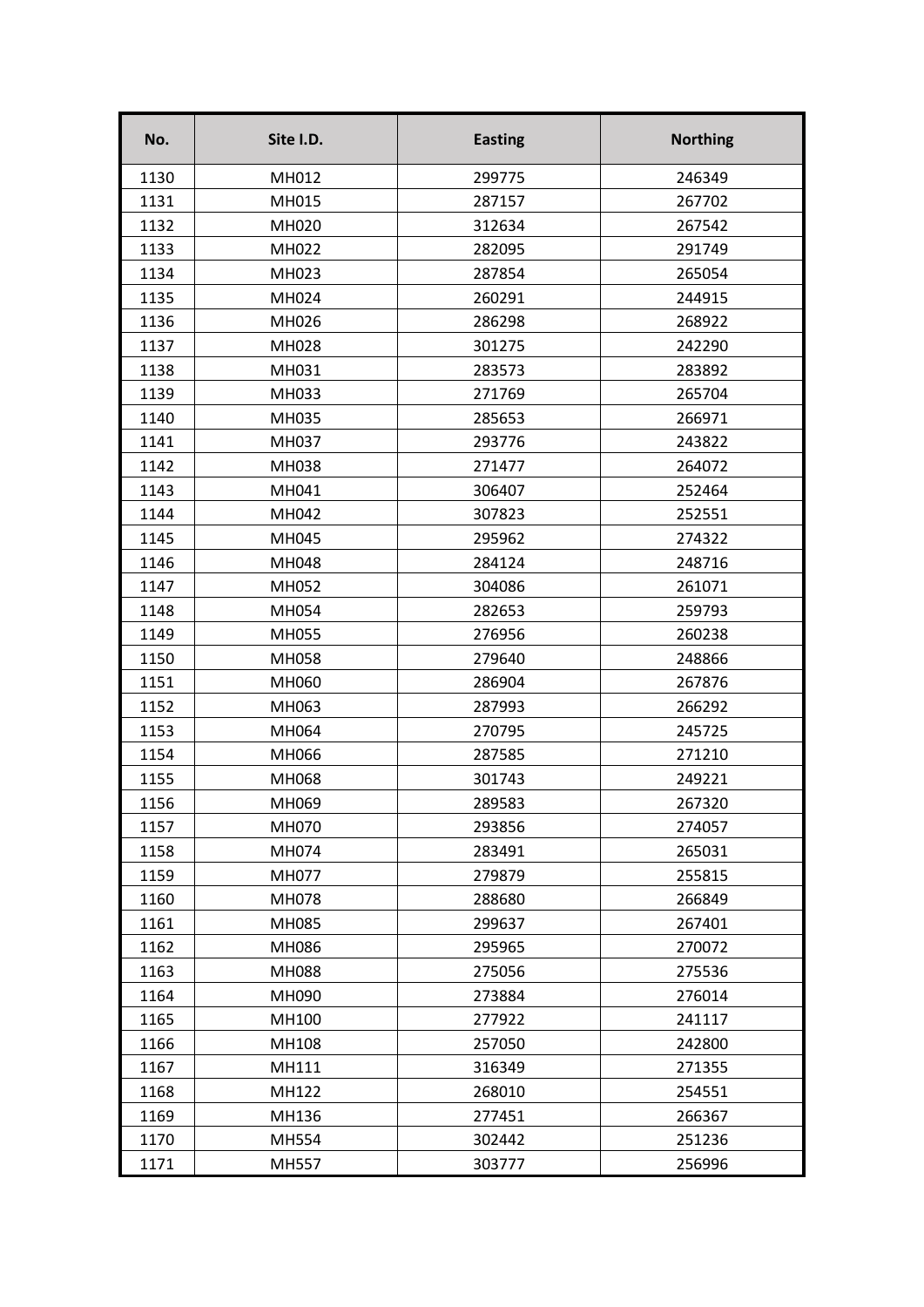| No. | Site I.D. | Easting | Northing |
|---|---|---|---|
| 1130 | MH012 | 299775 | 246349 |
| 1131 | MH015 | 287157 | 267702 |
| 1132 | MH020 | 312634 | 267542 |
| 1133 | MH022 | 282095 | 291749 |
| 1134 | MH023 | 287854 | 265054 |
| 1135 | MH024 | 260291 | 244915 |
| 1136 | MH026 | 286298 | 268922 |
| 1137 | MH028 | 301275 | 242290 |
| 1138 | MH031 | 283573 | 283892 |
| 1139 | MH033 | 271769 | 265704 |
| 1140 | MH035 | 285653 | 266971 |
| 1141 | MH037 | 293776 | 243822 |
| 1142 | MH038 | 271477 | 264072 |
| 1143 | MH041 | 306407 | 252464 |
| 1144 | MH042 | 307823 | 252551 |
| 1145 | MH045 | 295962 | 274322 |
| 1146 | MH048 | 284124 | 248716 |
| 1147 | MH052 | 304086 | 261071 |
| 1148 | MH054 | 282653 | 259793 |
| 1149 | MH055 | 276956 | 260238 |
| 1150 | MH058 | 279640 | 248866 |
| 1151 | MH060 | 286904 | 267876 |
| 1152 | MH063 | 287993 | 266292 |
| 1153 | MH064 | 270795 | 245725 |
| 1154 | MH066 | 287585 | 271210 |
| 1155 | MH068 | 301743 | 249221 |
| 1156 | MH069 | 289583 | 267320 |
| 1157 | MH070 | 293856 | 274057 |
| 1158 | MH074 | 283491 | 265031 |
| 1159 | MH077 | 279879 | 255815 |
| 1160 | MH078 | 288680 | 266849 |
| 1161 | MH085 | 299637 | 267401 |
| 1162 | MH086 | 295965 | 270072 |
| 1163 | MH088 | 275056 | 275536 |
| 1164 | MH090 | 273884 | 276014 |
| 1165 | MH100 | 277922 | 241117 |
| 1166 | MH108 | 257050 | 242800 |
| 1167 | MH111 | 316349 | 271355 |
| 1168 | MH122 | 268010 | 254551 |
| 1169 | MH136 | 277451 | 266367 |
| 1170 | MH554 | 302442 | 251236 |
| 1171 | MH557 | 303777 | 256996 |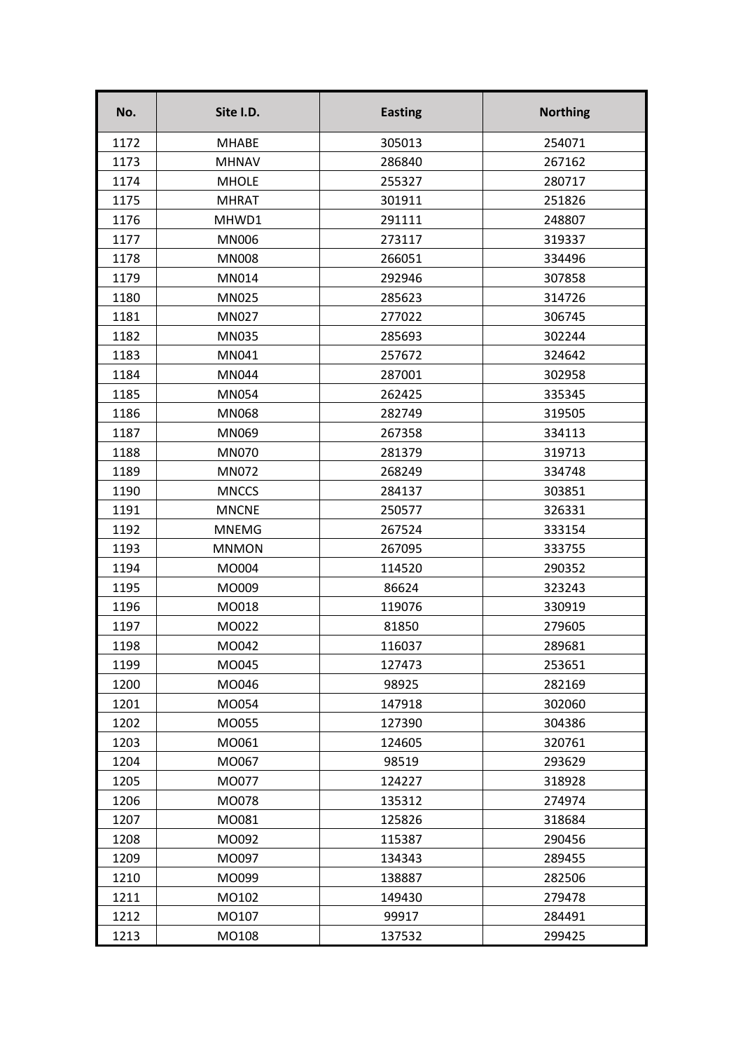| No. | Site I.D. | Easting | Northing |
|---|---|---|---|
| 1172 | MHABE | 305013 | 254071 |
| 1173 | MHNAV | 286840 | 267162 |
| 1174 | MHOLE | 255327 | 280717 |
| 1175 | MHRAT | 301911 | 251826 |
| 1176 | MHWD1 | 291111 | 248807 |
| 1177 | MN006 | 273117 | 319337 |
| 1178 | MN008 | 266051 | 334496 |
| 1179 | MN014 | 292946 | 307858 |
| 1180 | MN025 | 285623 | 314726 |
| 1181 | MN027 | 277022 | 306745 |
| 1182 | MN035 | 285693 | 302244 |
| 1183 | MN041 | 257672 | 324642 |
| 1184 | MN044 | 287001 | 302958 |
| 1185 | MN054 | 262425 | 335345 |
| 1186 | MN068 | 282749 | 319505 |
| 1187 | MN069 | 267358 | 334113 |
| 1188 | MN070 | 281379 | 319713 |
| 1189 | MN072 | 268249 | 334748 |
| 1190 | MNCCS | 284137 | 303851 |
| 1191 | MNCNE | 250577 | 326331 |
| 1192 | MNEMG | 267524 | 333154 |
| 1193 | MNMON | 267095 | 333755 |
| 1194 | MO004 | 114520 | 290352 |
| 1195 | MO009 | 86624 | 323243 |
| 1196 | MO018 | 119076 | 330919 |
| 1197 | MO022 | 81850 | 279605 |
| 1198 | MO042 | 116037 | 289681 |
| 1199 | MO045 | 127473 | 253651 |
| 1200 | MO046 | 98925 | 282169 |
| 1201 | MO054 | 147918 | 302060 |
| 1202 | MO055 | 127390 | 304386 |
| 1203 | MO061 | 124605 | 320761 |
| 1204 | MO067 | 98519 | 293629 |
| 1205 | MO077 | 124227 | 318928 |
| 1206 | MO078 | 135312 | 274974 |
| 1207 | MO081 | 125826 | 318684 |
| 1208 | MO092 | 115387 | 290456 |
| 1209 | MO097 | 134343 | 289455 |
| 1210 | MO099 | 138887 | 282506 |
| 1211 | MO102 | 149430 | 279478 |
| 1212 | MO107 | 99917 | 284491 |
| 1213 | MO108 | 137532 | 299425 |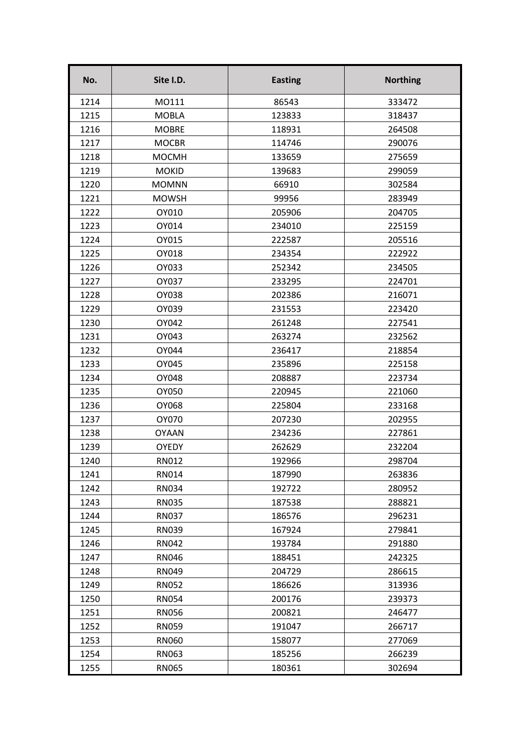| No. | Site I.D. | Easting | Northing |
|---|---|---|---|
| 1214 | MO111 | 86543 | 333472 |
| 1215 | MOBLA | 123833 | 318437 |
| 1216 | MOBRE | 118931 | 264508 |
| 1217 | MOCBR | 114746 | 290076 |
| 1218 | MOCMH | 133659 | 275659 |
| 1219 | MOKID | 139683 | 299059 |
| 1220 | MOMNN | 66910 | 302584 |
| 1221 | MOWSH | 99956 | 283949 |
| 1222 | OY010 | 205906 | 204705 |
| 1223 | OY014 | 234010 | 225159 |
| 1224 | OY015 | 222587 | 205516 |
| 1225 | OY018 | 234354 | 222922 |
| 1226 | OY033 | 252342 | 234505 |
| 1227 | OY037 | 233295 | 224701 |
| 1228 | OY038 | 202386 | 216071 |
| 1229 | OY039 | 231553 | 223420 |
| 1230 | OY042 | 261248 | 227541 |
| 1231 | OY043 | 263274 | 232562 |
| 1232 | OY044 | 236417 | 218854 |
| 1233 | OY045 | 235896 | 225158 |
| 1234 | OY048 | 208887 | 223734 |
| 1235 | OY050 | 220945 | 221060 |
| 1236 | OY068 | 225804 | 233168 |
| 1237 | OY070 | 207230 | 202955 |
| 1238 | OYAAN | 234236 | 227861 |
| 1239 | OYEDY | 262629 | 232204 |
| 1240 | RN012 | 192966 | 298704 |
| 1241 | RN014 | 187990 | 263836 |
| 1242 | RN034 | 192722 | 280952 |
| 1243 | RN035 | 187538 | 288821 |
| 1244 | RN037 | 186576 | 296231 |
| 1245 | RN039 | 167924 | 279841 |
| 1246 | RN042 | 193784 | 291880 |
| 1247 | RN046 | 188451 | 242325 |
| 1248 | RN049 | 204729 | 286615 |
| 1249 | RN052 | 186626 | 313936 |
| 1250 | RN054 | 200176 | 239373 |
| 1251 | RN056 | 200821 | 246477 |
| 1252 | RN059 | 191047 | 266717 |
| 1253 | RN060 | 158077 | 277069 |
| 1254 | RN063 | 185256 | 266239 |
| 1255 | RN065 | 180361 | 302694 |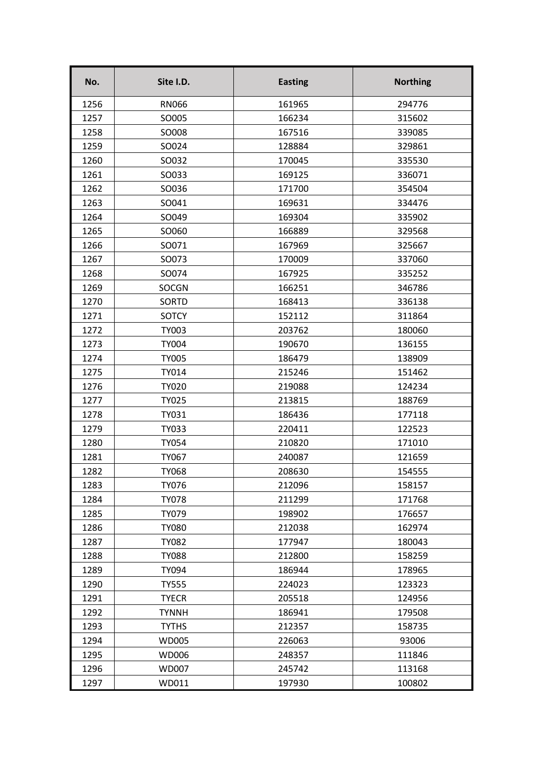| No. | Site I.D. | Easting | Northing |
|---|---|---|---|
| 1256 | RN066 | 161965 | 294776 |
| 1257 | SO005 | 166234 | 315602 |
| 1258 | SO008 | 167516 | 339085 |
| 1259 | SO024 | 128884 | 329861 |
| 1260 | SO032 | 170045 | 335530 |
| 1261 | SO033 | 169125 | 336071 |
| 1262 | SO036 | 171700 | 354504 |
| 1263 | SO041 | 169631 | 334476 |
| 1264 | SO049 | 169304 | 335902 |
| 1265 | SO060 | 166889 | 329568 |
| 1266 | SO071 | 167969 | 325667 |
| 1267 | SO073 | 170009 | 337060 |
| 1268 | SO074 | 167925 | 335252 |
| 1269 | SOCGN | 166251 | 346786 |
| 1270 | SORTD | 168413 | 336138 |
| 1271 | SOTCY | 152112 | 311864 |
| 1272 | TY003 | 203762 | 180060 |
| 1273 | TY004 | 190670 | 136155 |
| 1274 | TY005 | 186479 | 138909 |
| 1275 | TY014 | 215246 | 151462 |
| 1276 | TY020 | 219088 | 124234 |
| 1277 | TY025 | 213815 | 188769 |
| 1278 | TY031 | 186436 | 177118 |
| 1279 | TY033 | 220411 | 122523 |
| 1280 | TY054 | 210820 | 171010 |
| 1281 | TY067 | 240087 | 121659 |
| 1282 | TY068 | 208630 | 154555 |
| 1283 | TY076 | 212096 | 158157 |
| 1284 | TY078 | 211299 | 171768 |
| 1285 | TY079 | 198902 | 176657 |
| 1286 | TY080 | 212038 | 162974 |
| 1287 | TY082 | 177947 | 180043 |
| 1288 | TY088 | 212800 | 158259 |
| 1289 | TY094 | 186944 | 178965 |
| 1290 | TY555 | 224023 | 123323 |
| 1291 | TYECR | 205518 | 124956 |
| 1292 | TYNNH | 186941 | 179508 |
| 1293 | TYTHS | 212357 | 158735 |
| 1294 | WD005 | 226063 | 93006 |
| 1295 | WD006 | 248357 | 111846 |
| 1296 | WD007 | 245742 | 113168 |
| 1297 | WD011 | 197930 | 100802 |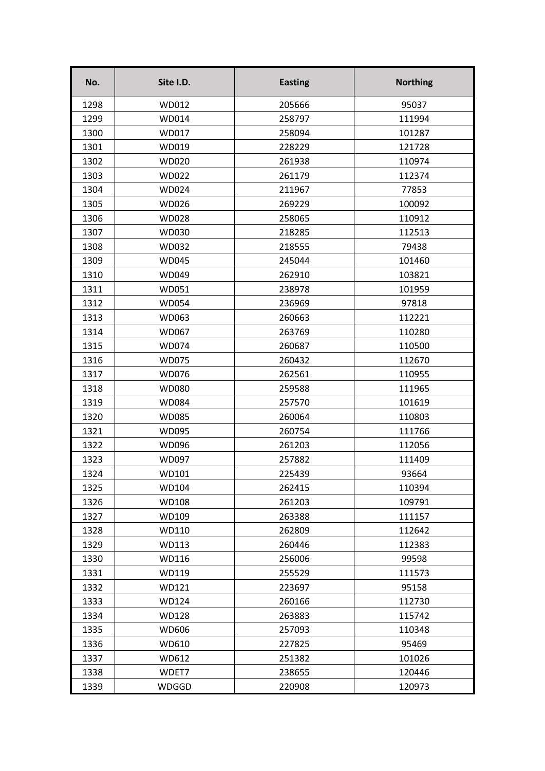| No. | Site I.D. | Easting | Northing |
|---|---|---|---|
| 1298 | WD012 | 205666 | 95037 |
| 1299 | WD014 | 258797 | 111994 |
| 1300 | WD017 | 258094 | 101287 |
| 1301 | WD019 | 228229 | 121728 |
| 1302 | WD020 | 261938 | 110974 |
| 1303 | WD022 | 261179 | 112374 |
| 1304 | WD024 | 211967 | 77853 |
| 1305 | WD026 | 269229 | 100092 |
| 1306 | WD028 | 258065 | 110912 |
| 1307 | WD030 | 218285 | 112513 |
| 1308 | WD032 | 218555 | 79438 |
| 1309 | WD045 | 245044 | 101460 |
| 1310 | WD049 | 262910 | 103821 |
| 1311 | WD051 | 238978 | 101959 |
| 1312 | WD054 | 236969 | 97818 |
| 1313 | WD063 | 260663 | 112221 |
| 1314 | WD067 | 263769 | 110280 |
| 1315 | WD074 | 260687 | 110500 |
| 1316 | WD075 | 260432 | 112670 |
| 1317 | WD076 | 262561 | 110955 |
| 1318 | WD080 | 259588 | 111965 |
| 1319 | WD084 | 257570 | 101619 |
| 1320 | WD085 | 260064 | 110803 |
| 1321 | WD095 | 260754 | 111766 |
| 1322 | WD096 | 261203 | 112056 |
| 1323 | WD097 | 257882 | 111409 |
| 1324 | WD101 | 225439 | 93664 |
| 1325 | WD104 | 262415 | 110394 |
| 1326 | WD108 | 261203 | 109791 |
| 1327 | WD109 | 263388 | 111157 |
| 1328 | WD110 | 262809 | 112642 |
| 1329 | WD113 | 260446 | 112383 |
| 1330 | WD116 | 256006 | 99598 |
| 1331 | WD119 | 255529 | 111573 |
| 1332 | WD121 | 223697 | 95158 |
| 1333 | WD124 | 260166 | 112730 |
| 1334 | WD128 | 263883 | 115742 |
| 1335 | WD606 | 257093 | 110348 |
| 1336 | WD610 | 227825 | 95469 |
| 1337 | WD612 | 251382 | 101026 |
| 1338 | WDET7 | 238655 | 120446 |
| 1339 | WDGGD | 220908 | 120973 |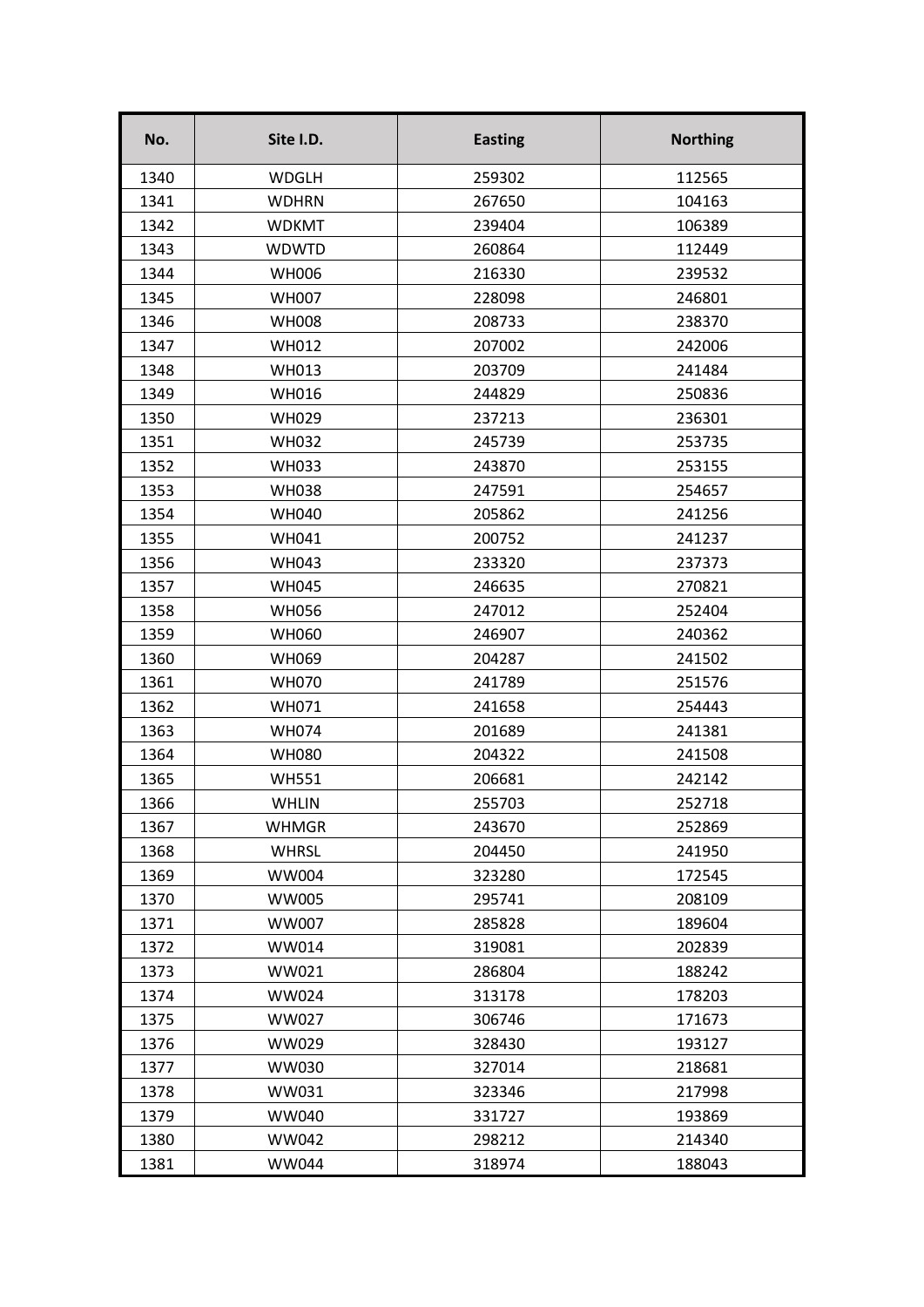| No. | Site I.D. | Easting | Northing |
|---|---|---|---|
| 1340 | WDGLH | 259302 | 112565 |
| 1341 | WDHRN | 267650 | 104163 |
| 1342 | WDKMT | 239404 | 106389 |
| 1343 | WDWTD | 260864 | 112449 |
| 1344 | WH006 | 216330 | 239532 |
| 1345 | WH007 | 228098 | 246801 |
| 1346 | WH008 | 208733 | 238370 |
| 1347 | WH012 | 207002 | 242006 |
| 1348 | WH013 | 203709 | 241484 |
| 1349 | WH016 | 244829 | 250836 |
| 1350 | WH029 | 237213 | 236301 |
| 1351 | WH032 | 245739 | 253735 |
| 1352 | WH033 | 243870 | 253155 |
| 1353 | WH038 | 247591 | 254657 |
| 1354 | WH040 | 205862 | 241256 |
| 1355 | WH041 | 200752 | 241237 |
| 1356 | WH043 | 233320 | 237373 |
| 1357 | WH045 | 246635 | 270821 |
| 1358 | WH056 | 247012 | 252404 |
| 1359 | WH060 | 246907 | 240362 |
| 1360 | WH069 | 204287 | 241502 |
| 1361 | WH070 | 241789 | 251576 |
| 1362 | WH071 | 241658 | 254443 |
| 1363 | WH074 | 201689 | 241381 |
| 1364 | WH080 | 204322 | 241508 |
| 1365 | WH551 | 206681 | 242142 |
| 1366 | WHLIN | 255703 | 252718 |
| 1367 | WHMGR | 243670 | 252869 |
| 1368 | WHRSL | 204450 | 241950 |
| 1369 | WW004 | 323280 | 172545 |
| 1370 | WW005 | 295741 | 208109 |
| 1371 | WW007 | 285828 | 189604 |
| 1372 | WW014 | 319081 | 202839 |
| 1373 | WW021 | 286804 | 188242 |
| 1374 | WW024 | 313178 | 178203 |
| 1375 | WW027 | 306746 | 171673 |
| 1376 | WW029 | 328430 | 193127 |
| 1377 | WW030 | 327014 | 218681 |
| 1378 | WW031 | 323346 | 217998 |
| 1379 | WW040 | 331727 | 193869 |
| 1380 | WW042 | 298212 | 214340 |
| 1381 | WW044 | 318974 | 188043 |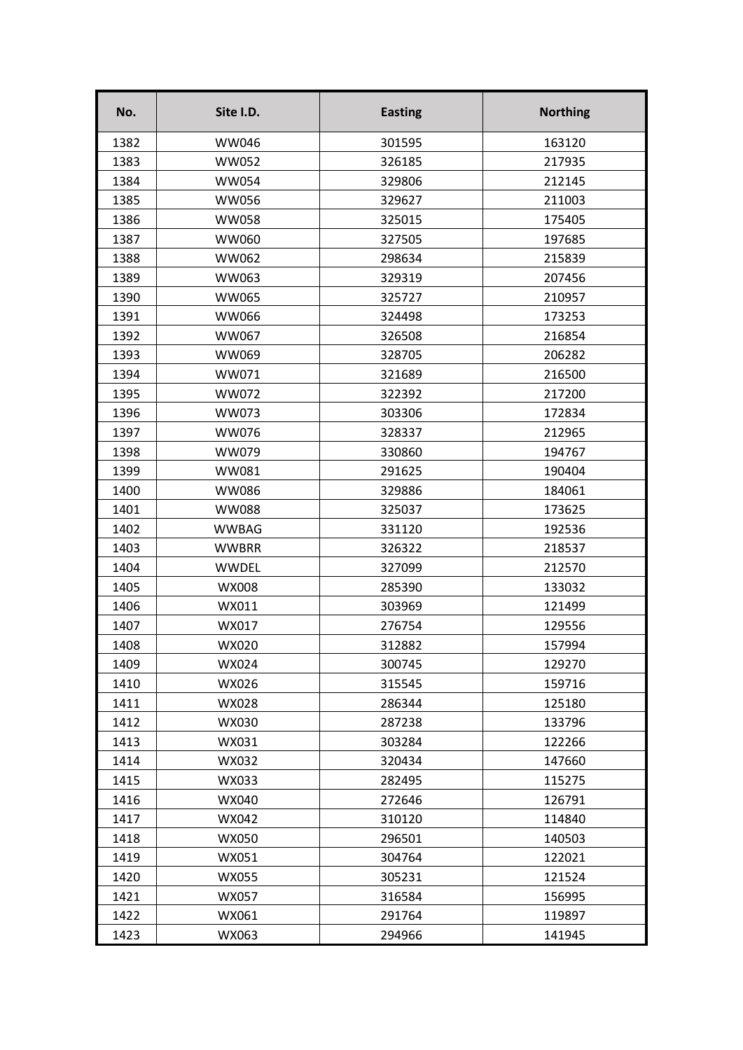| No. | Site I.D. | Easting | Northing |
|---|---|---|---|
| 1382 | WW046 | 301595 | 163120 |
| 1383 | WW052 | 326185 | 217935 |
| 1384 | WW054 | 329806 | 212145 |
| 1385 | WW056 | 329627 | 211003 |
| 1386 | WW058 | 325015 | 175405 |
| 1387 | WW060 | 327505 | 197685 |
| 1388 | WW062 | 298634 | 215839 |
| 1389 | WW063 | 329319 | 207456 |
| 1390 | WW065 | 325727 | 210957 |
| 1391 | WW066 | 324498 | 173253 |
| 1392 | WW067 | 326508 | 216854 |
| 1393 | WW069 | 328705 | 206282 |
| 1394 | WW071 | 321689 | 216500 |
| 1395 | WW072 | 322392 | 217200 |
| 1396 | WW073 | 303306 | 172834 |
| 1397 | WW076 | 328337 | 212965 |
| 1398 | WW079 | 330860 | 194767 |
| 1399 | WW081 | 291625 | 190404 |
| 1400 | WW086 | 329886 | 184061 |
| 1401 | WW088 | 325037 | 173625 |
| 1402 | WWBAG | 331120 | 192536 |
| 1403 | WWBRR | 326322 | 218537 |
| 1404 | WWDEL | 327099 | 212570 |
| 1405 | WX008 | 285390 | 133032 |
| 1406 | WX011 | 303969 | 121499 |
| 1407 | WX017 | 276754 | 129556 |
| 1408 | WX020 | 312882 | 157994 |
| 1409 | WX024 | 300745 | 129270 |
| 1410 | WX026 | 315545 | 159716 |
| 1411 | WX028 | 286344 | 125180 |
| 1412 | WX030 | 287238 | 133796 |
| 1413 | WX031 | 303284 | 122266 |
| 1414 | WX032 | 320434 | 147660 |
| 1415 | WX033 | 282495 | 115275 |
| 1416 | WX040 | 272646 | 126791 |
| 1417 | WX042 | 310120 | 114840 |
| 1418 | WX050 | 296501 | 140503 |
| 1419 | WX051 | 304764 | 122021 |
| 1420 | WX055 | 305231 | 121524 |
| 1421 | WX057 | 316584 | 156995 |
| 1422 | WX061 | 291764 | 119897 |
| 1423 | WX063 | 294966 | 141945 |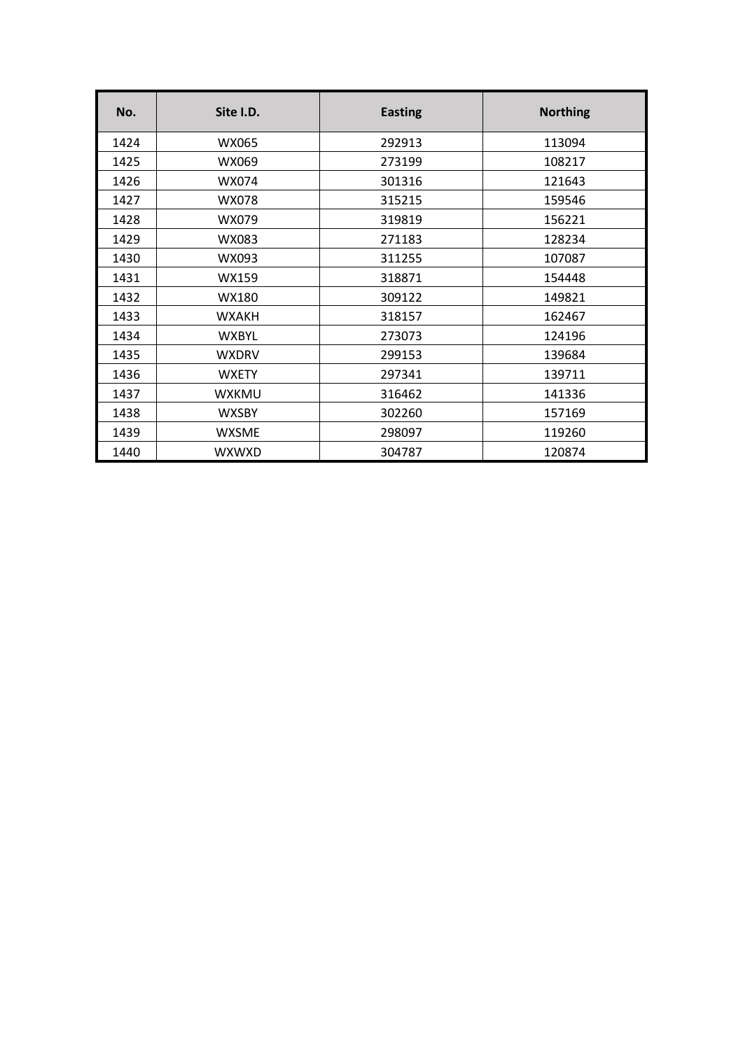| No. | Site I.D. | Easting | Northing |
|---|---|---|---|
| 1424 | WX065 | 292913 | 113094 |
| 1425 | WX069 | 273199 | 108217 |
| 1426 | WX074 | 301316 | 121643 |
| 1427 | WX078 | 315215 | 159546 |
| 1428 | WX079 | 319819 | 156221 |
| 1429 | WX083 | 271183 | 128234 |
| 1430 | WX093 | 311255 | 107087 |
| 1431 | WX159 | 318871 | 154448 |
| 1432 | WX180 | 309122 | 149821 |
| 1433 | WXAKH | 318157 | 162467 |
| 1434 | WXBYL | 273073 | 124196 |
| 1435 | WXDRV | 299153 | 139684 |
| 1436 | WXETY | 297341 | 139711 |
| 1437 | WXKMU | 316462 | 141336 |
| 1438 | WXSBY | 302260 | 157169 |
| 1439 | WXSME | 298097 | 119260 |
| 1440 | WXWXD | 304787 | 120874 |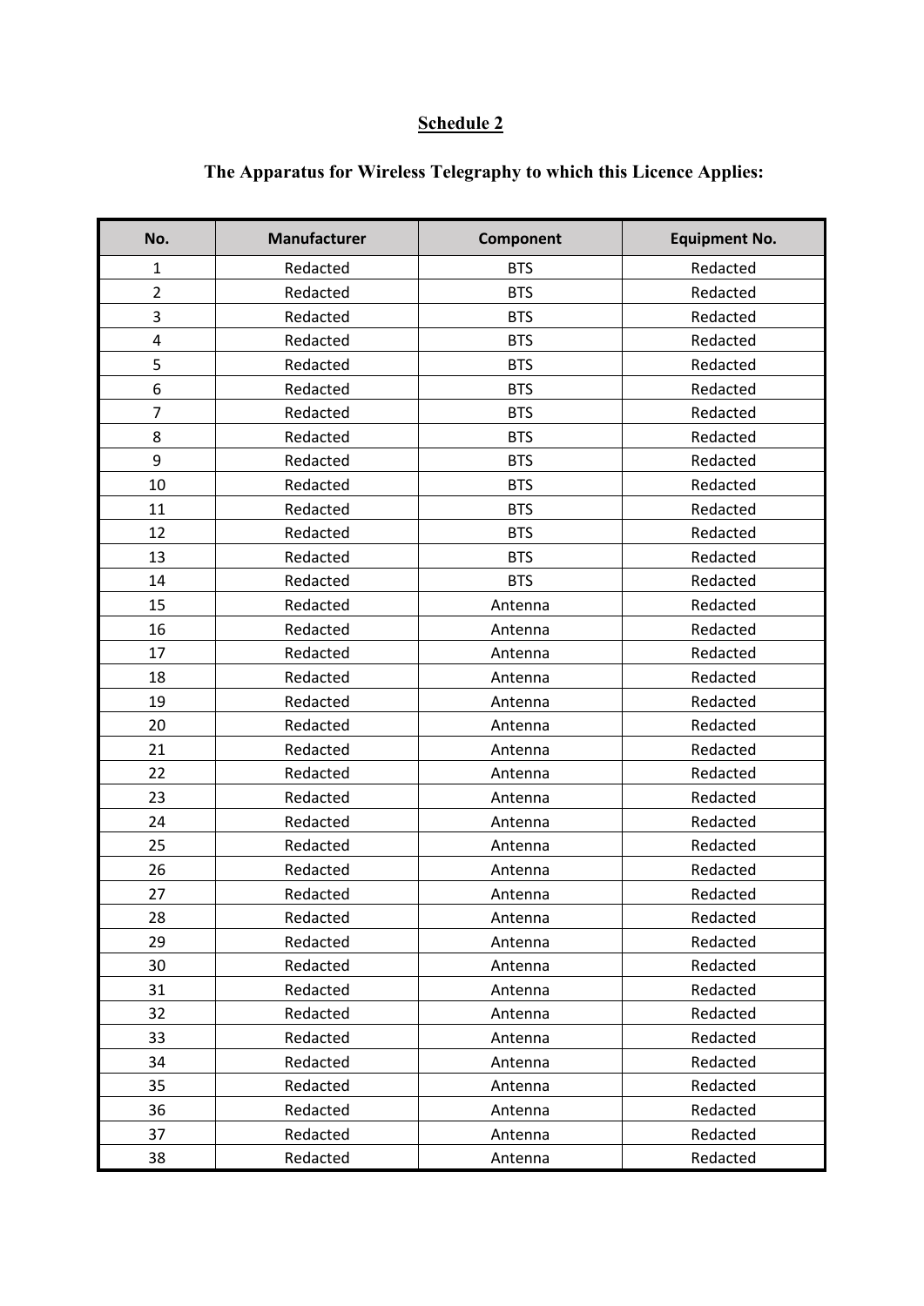## Schedule 2

### The Apparatus for Wireless Telegraphy to which this Licence Applies:

| No. | Manufacturer | Component | Equipment No. |
|---|---|---|---|
| 1 | Redacted | BTS | Redacted |
| 2 | Redacted | BTS | Redacted |
| 3 | Redacted | BTS | Redacted |
| 4 | Redacted | BTS | Redacted |
| 5 | Redacted | BTS | Redacted |
| 6 | Redacted | BTS | Redacted |
| 7 | Redacted | BTS | Redacted |
| 8 | Redacted | BTS | Redacted |
| 9 | Redacted | BTS | Redacted |
| 10 | Redacted | BTS | Redacted |
| 11 | Redacted | BTS | Redacted |
| 12 | Redacted | BTS | Redacted |
| 13 | Redacted | BTS | Redacted |
| 14 | Redacted | BTS | Redacted |
| 15 | Redacted | Antenna | Redacted |
| 16 | Redacted | Antenna | Redacted |
| 17 | Redacted | Antenna | Redacted |
| 18 | Redacted | Antenna | Redacted |
| 19 | Redacted | Antenna | Redacted |
| 20 | Redacted | Antenna | Redacted |
| 21 | Redacted | Antenna | Redacted |
| 22 | Redacted | Antenna | Redacted |
| 23 | Redacted | Antenna | Redacted |
| 24 | Redacted | Antenna | Redacted |
| 25 | Redacted | Antenna | Redacted |
| 26 | Redacted | Antenna | Redacted |
| 27 | Redacted | Antenna | Redacted |
| 28 | Redacted | Antenna | Redacted |
| 29 | Redacted | Antenna | Redacted |
| 30 | Redacted | Antenna | Redacted |
| 31 | Redacted | Antenna | Redacted |
| 32 | Redacted | Antenna | Redacted |
| 33 | Redacted | Antenna | Redacted |
| 34 | Redacted | Antenna | Redacted |
| 35 | Redacted | Antenna | Redacted |
| 36 | Redacted | Antenna | Redacted |
| 37 | Redacted | Antenna | Redacted |
| 38 | Redacted | Antenna | Redacted |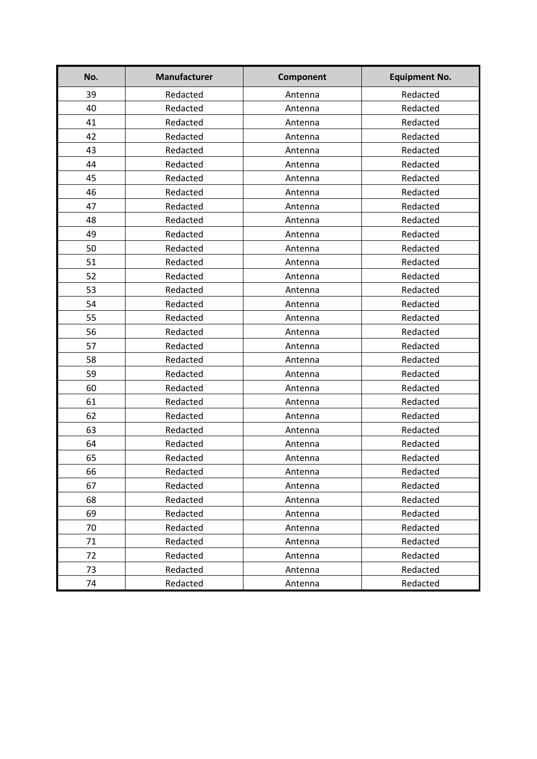| No. | Manufacturer | Component | Equipment No. |
| --- | --- | --- | --- |
| 39 | Redacted | Antenna | Redacted |
| 40 | Redacted | Antenna | Redacted |
| 41 | Redacted | Antenna | Redacted |
| 42 | Redacted | Antenna | Redacted |
| 43 | Redacted | Antenna | Redacted |
| 44 | Redacted | Antenna | Redacted |
| 45 | Redacted | Antenna | Redacted |
| 46 | Redacted | Antenna | Redacted |
| 47 | Redacted | Antenna | Redacted |
| 48 | Redacted | Antenna | Redacted |
| 49 | Redacted | Antenna | Redacted |
| 50 | Redacted | Antenna | Redacted |
| 51 | Redacted | Antenna | Redacted |
| 52 | Redacted | Antenna | Redacted |
| 53 | Redacted | Antenna | Redacted |
| 54 | Redacted | Antenna | Redacted |
| 55 | Redacted | Antenna | Redacted |
| 56 | Redacted | Antenna | Redacted |
| 57 | Redacted | Antenna | Redacted |
| 58 | Redacted | Antenna | Redacted |
| 59 | Redacted | Antenna | Redacted |
| 60 | Redacted | Antenna | Redacted |
| 61 | Redacted | Antenna | Redacted |
| 62 | Redacted | Antenna | Redacted |
| 63 | Redacted | Antenna | Redacted |
| 64 | Redacted | Antenna | Redacted |
| 65 | Redacted | Antenna | Redacted |
| 66 | Redacted | Antenna | Redacted |
| 67 | Redacted | Antenna | Redacted |
| 68 | Redacted | Antenna | Redacted |
| 69 | Redacted | Antenna | Redacted |
| 70 | Redacted | Antenna | Redacted |
| 71 | Redacted | Antenna | Redacted |
| 72 | Redacted | Antenna | Redacted |
| 73 | Redacted | Antenna | Redacted |
| 74 | Redacted | Antenna | Redacted |